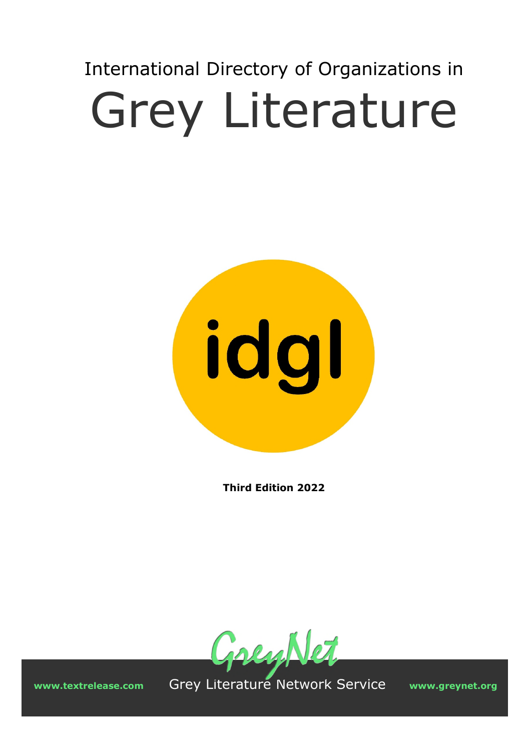International Directory of Organizations in

# Grey Literature

idgl

**Third Edition 2022**

GreyNet

www.textrelease.com Grey Literature Network Service www.greynet.org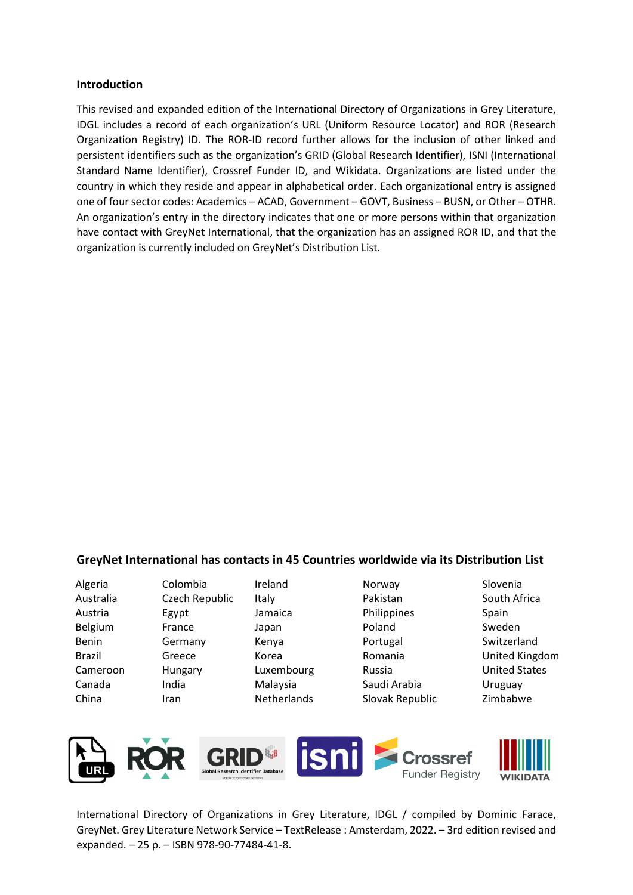## Introduction

This revised and expanded edition of the International Directory of Organizations in Grey Literature, IDGL includes a record of each organization's URL (Uniform Resource Locator) and ROR (Research Organization Registry) ID. The ROR-ID record further allows for the inclusion of other linked and persistent identifiers such as the organization's GRID (Global Research Identifier), ISNI (International Standard Name Identifier), Crossref Funder ID, and Wikidata. Organizations are listed under the country in which they reside and appear in alphabetical order. Each organizational entry is assigned one of four sector codes: Academics – ACAD, Government – GOVT, Business – BUSN, or Other – OTHR. An organization's entry in the directory indicates that one or more persons within that organization have contact with GreyNet International, that the organization has an assigned ROR ID, and that the organization is currently included on GreyNet's Distribution List.

### GreyNet International has contacts in 45 Countries worldwide via its Distribution List

Algeria
Australia
Austria
Belgium
Benin
Brazil
Cameroon
Canada
China
Colombia
Czech Republic
Egypt
France
Germany
Greece
Hungary
India
Iran
Ireland
Italy
Jamaica
Japan
Kenya
Korea
Luxembourg
Malaysia
Netherlands
Norway
Pakistan
Philippines
Poland
Portugal
Romania
Russia
Saudi Arabia
Slovak Republic
Slovenia
South Africa
Spain
Sweden
Switzerland
United Kingdom
United States
Uruguay
Zimbabwe

International Directory of Organizations in Grey Literature, IDGL / compiled by Dominic Farace, GreyNet. Grey Literature Network Service – TextRelease : Amsterdam, 2022. – 3rd edition revised and expanded. – 25 p. – ISBN 978-90-77484-41-8.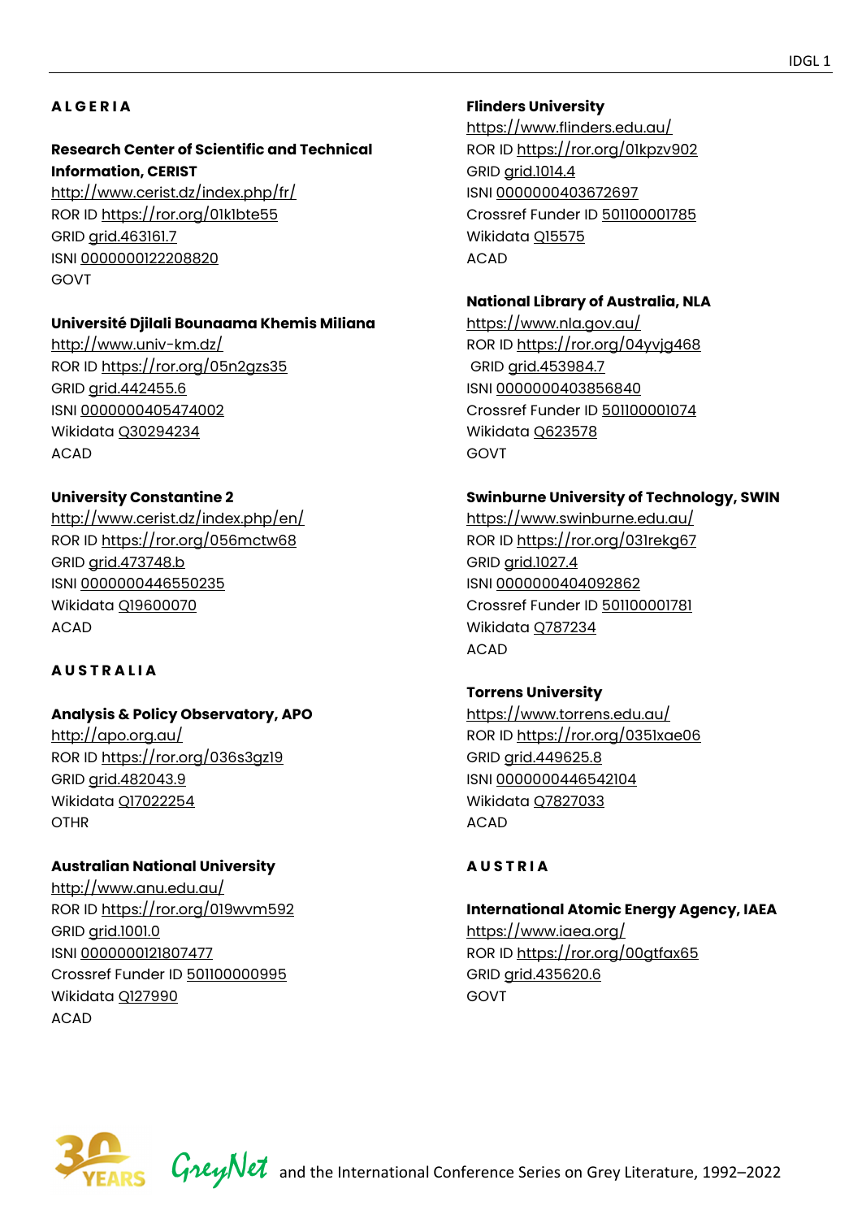## A L G E R I A

**Research Center of Scientific and Technical Information, CERIST**
http://www.cerist.dz/index.php/fr/
ROR ID https://ror.org/01klbte55
GRID grid.463161.7
ISNI 0000000122208820
GOVT

**Université Djilali Bounaama Khemis Miliana**
http://www.univ-km.dz/
ROR ID https://ror.org/05n2gzs35
GRID grid.442455.6
ISNI 0000000405474002
Wikidata Q30294234
ACAD

**University Constantine 2**
http://www.cerist.dz/index.php/en/
ROR ID https://ror.org/056mctw68
GRID grid.473748.b
ISNI 0000000446550235
Wikidata Q19600070
ACAD

## A U S T R A L I A

**Analysis & Policy Observatory, APO**
http://apo.org.au/
ROR ID https://ror.org/036s3gz19
GRID grid.482043.9
Wikidata Q17022254
OTHR

**Australian National University**
http://www.anu.edu.au/
ROR ID https://ror.org/019wvm592
GRID grid.1001.0
ISNI 0000000121807477
Crossref Funder ID 501100000995
Wikidata Q127990
ACAD

**Flinders University**
https://www.flinders.edu.au/
ROR ID https://ror.org/01kpzv902
GRID grid.1014.4
ISNI 0000000403672697
Crossref Funder ID 501100001785
Wikidata Q15575
ACAD

**National Library of Australia, NLA**
https://www.nla.gov.au/
ROR ID https://ror.org/04yvjg468
GRID grid.453984.7
ISNI 0000000403856840
Crossref Funder ID 501100001074
Wikidata Q623578
GOVT

**Swinburne University of Technology, SWIN**
https://www.swinburne.edu.au/
ROR ID https://ror.org/031rekg67
GRID grid.1027.4
ISNI 0000000404092862
Crossref Funder ID 501100001781
Wikidata Q787234
ACAD

**Torrens University**
https://www.torrens.edu.au/
ROR ID https://ror.org/0351xae06
GRID grid.449625.8
ISNI 0000000446542104
Wikidata Q7827033
ACAD

## A U S T R I A

**International Atomic Energy Agency, IAEA**
https://www.iaea.org/
ROR ID https://ror.org/00gtfax65
GRID grid.435620.6
GOVT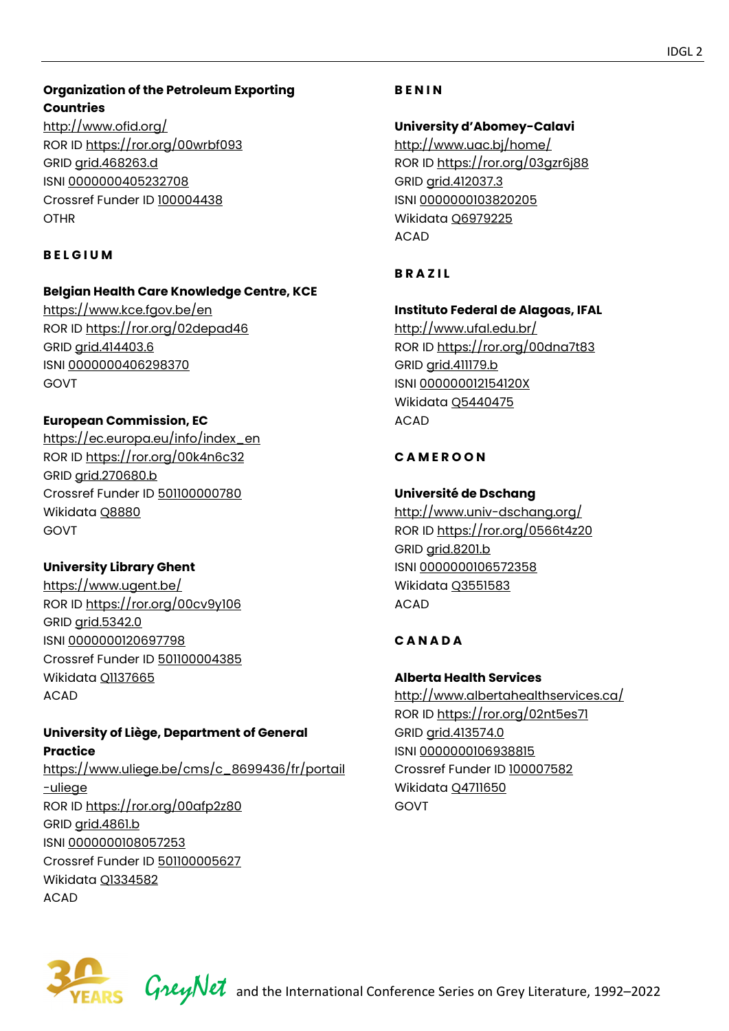**Organization of the Petroleum Exporting Countries**
http://www.ofid.org/
ROR ID https://ror.org/00wrbf093
GRID grid.468263.d
ISNI 0000000405232708
Crossref Funder ID 100004438
OTHR

## BELGIUM

**Belgian Health Care Knowledge Centre, KCE**
https://www.kce.fgov.be/en
ROR ID https://ror.org/02depad46
GRID grid.414403.6
ISNI 0000000406298370
GOVT

**European Commission, EC**
https://ec.europa.eu/info/index_en
ROR ID https://ror.org/00k4n6c32
GRID grid.270680.b
Crossref Funder ID 501100000780
Wikidata Q8880
GOVT

**University Library Ghent**
https://www.ugent.be/
ROR ID https://ror.org/00cv9y106
GRID grid.5342.0
ISNI 0000000120697798
Crossref Funder ID 501100004385
Wikidata Q1137665
ACAD

**University of Liège, Department of General Practice**
https://www.uliege.be/cms/c_8699436/fr/portail-uliege
ROR ID https://ror.org/00afp2z80
GRID grid.4861.b
ISNI 0000000108057253
Crossref Funder ID 501100005627
Wikidata Q1334582
ACAD

## BENIN

**University d'Abomey-Calavi**
http://www.uac.bj/home/
ROR ID https://ror.org/03gzr6j88
GRID grid.412037.3
ISNI 0000000103820205
Wikidata Q6979225
ACAD

## BRAZIL

**Instituto Federal de Alagoas, IFAL**
http://www.ufal.edu.br/
ROR ID https://ror.org/00dna7t83
GRID grid.411179.b
ISNI 000000012154120X
Wikidata Q5440475
ACAD

## CAMEROON

**Université de Dschang**
http://www.univ-dschang.org/
ROR ID https://ror.org/0566t4z20
GRID grid.8201.b
ISNI 0000000106572358
Wikidata Q3551583
ACAD

## CANADA

**Alberta Health Services**
http://www.albertahealthservices.ca/
ROR ID https://ror.org/02nt5es71
GRID grid.413574.0
ISNI 0000000106938815
Crossref Funder ID 100007582
Wikidata Q4711650
GOVT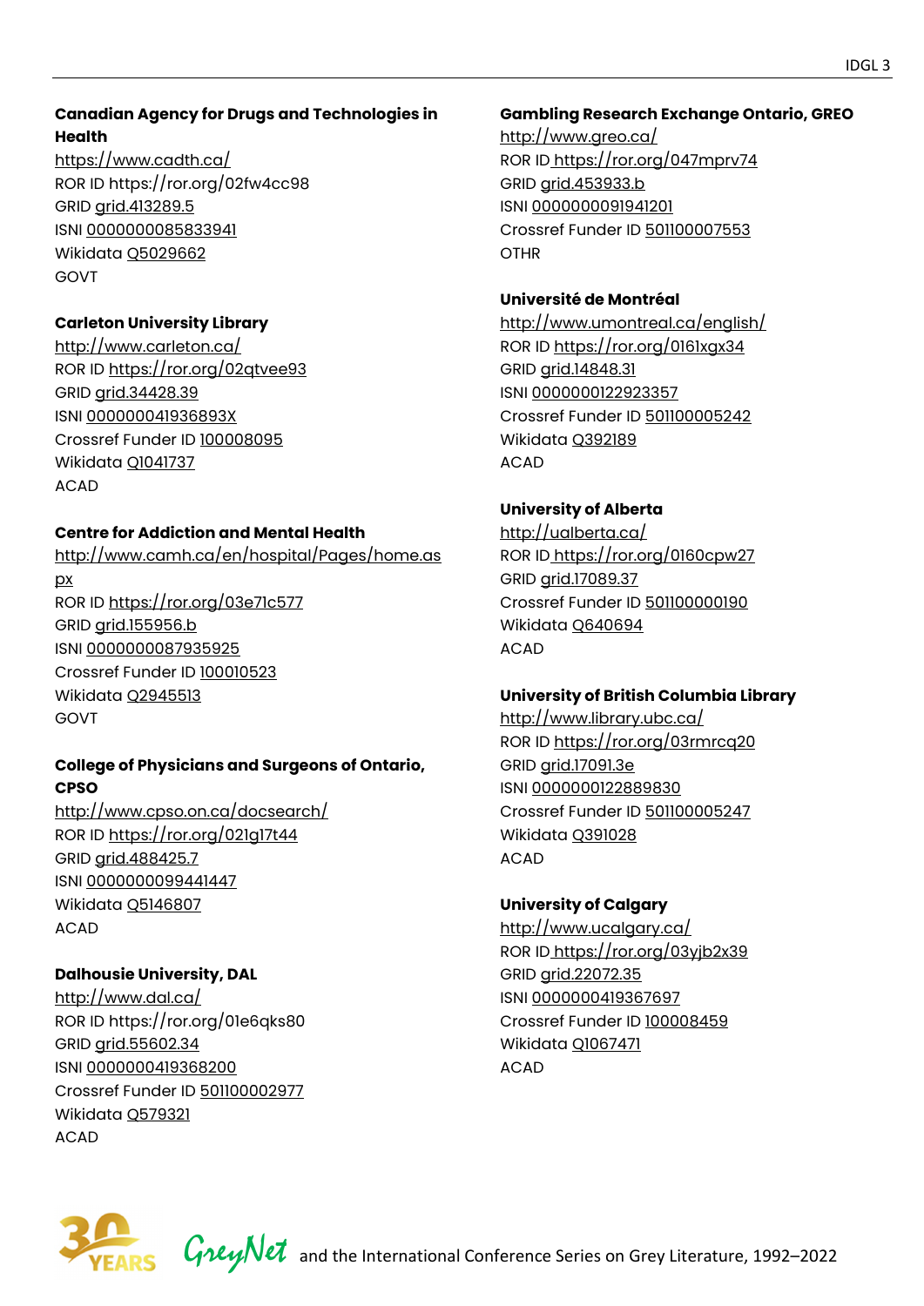**Canadian Agency for Drugs and Technologies in Health**
https://www.cadth.ca/
ROR ID https://ror.org/02fw4cc98
GRID grid.413289.5
ISNI 0000000085833941
Wikidata Q5029662
GOVT

**Carleton University Library**
http://www.carleton.ca/
ROR ID https://ror.org/02qtvee93
GRID grid.34428.39
ISNI 000000041936893X
Crossref Funder ID 100008095
Wikidata Q1041737
ACAD

**Centre for Addiction and Mental Health**
http://www.camh.ca/en/hospital/Pages/home.aspx
ROR ID https://ror.org/03e71c577
GRID grid.155956.b
ISNI 0000000087935925
Crossref Funder ID 100010523
Wikidata Q2945513
GOVT

**College of Physicians and Surgeons of Ontario, CPSO**
http://www.cpso.on.ca/docsearch/
ROR ID https://ror.org/021g17t44
GRID grid.488425.7
ISNI 0000000099441447
Wikidata Q5146807
ACAD

**Dalhousie University, DAL**
http://www.dal.ca/
ROR ID https://ror.org/01e6qks80
GRID grid.55602.34
ISNI 0000000419368200
Crossref Funder ID 501100002977
Wikidata Q579321
ACAD

**Gambling Research Exchange Ontario, GREO**
http://www.greo.ca/
ROR ID https://ror.org/047mprv74
GRID grid.453933.b
ISNI 0000000091941201
Crossref Funder ID 501100007553
OTHR

**Université de Montréal**
http://www.umontreal.ca/english/
ROR ID https://ror.org/0161xgx34
GRID grid.14848.31
ISNI 0000000122923357
Crossref Funder ID 501100005242
Wikidata Q392189
ACAD

**University of Alberta**
http://ualberta.ca/
ROR ID https://ror.org/0160cpw27
GRID grid.17089.37
Crossref Funder ID 501100000190
Wikidata Q640694
ACAD

**University of British Columbia Library**
http://www.library.ubc.ca/
ROR ID https://ror.org/03rmrcq20
GRID grid.17091.3e
ISNI 0000000122889830
Crossref Funder ID 501100005247
Wikidata Q391028
ACAD

**University of Calgary**
http://www.ucalgary.ca/
ROR ID https://ror.org/03yjb2x39
GRID grid.22072.35
ISNI 0000000419367697
Crossref Funder ID 100008459
Wikidata Q1067471
ACAD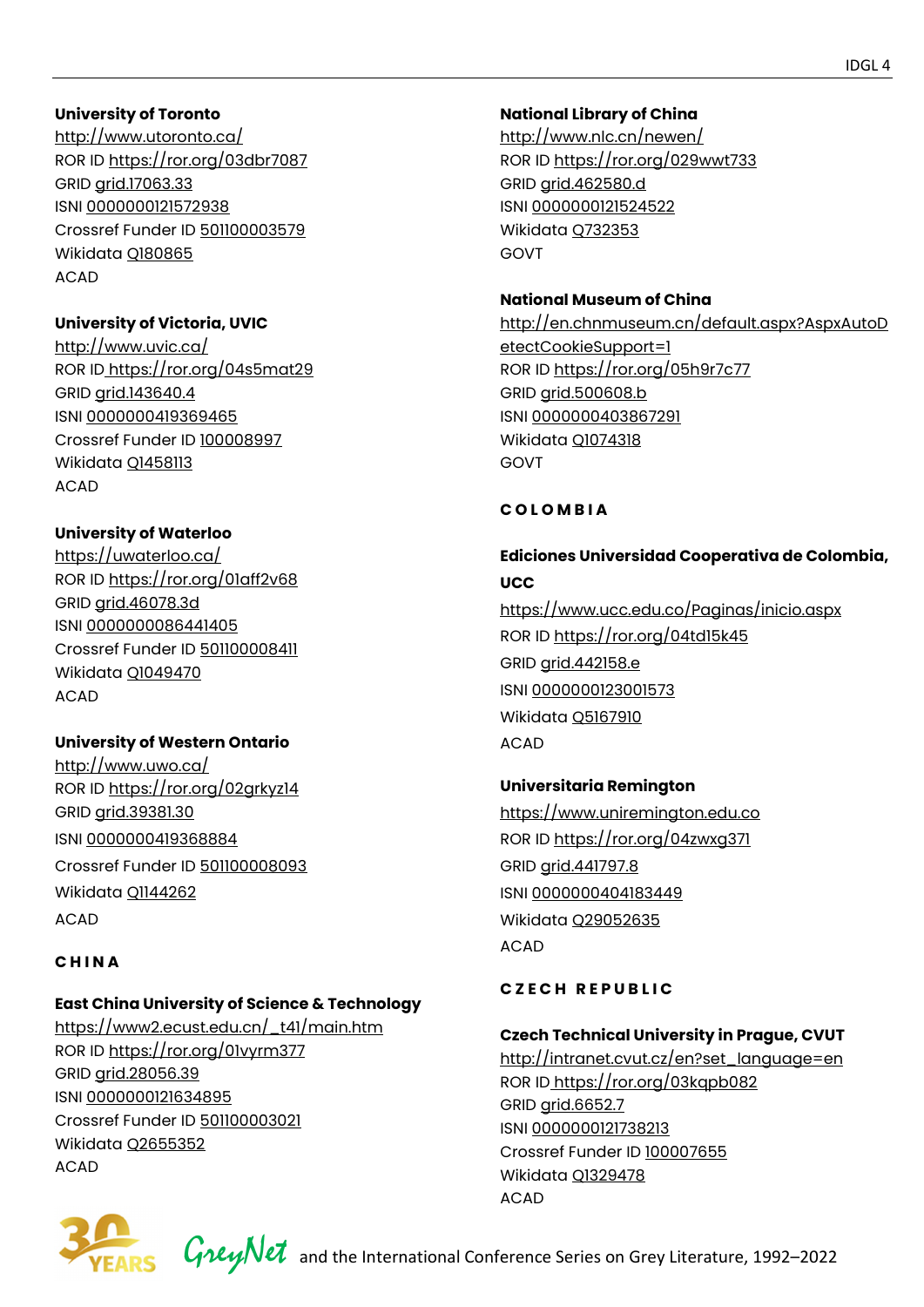**University of Toronto**
http://www.utoronto.ca/
ROR ID https://ror.org/03dbr7087
GRID grid.17063.33
ISNI 0000000121572938
Crossref Funder ID 501100003579
Wikidata Q180865
ACAD

**University of Victoria, UVIC**
http://www.uvic.ca/
ROR ID https://ror.org/04s5mat29
GRID grid.143640.4
ISNI 0000000419369465
Crossref Funder ID 100008997
Wikidata Q1458113
ACAD

**University of Waterloo**
https://uwaterloo.ca/
ROR ID https://ror.org/01aff2v68
GRID grid.46078.3d
ISNI 0000000086441405
Crossref Funder ID 501100008411
Wikidata Q1049470
ACAD

**University of Western Ontario**
http://www.uwo.ca/
ROR ID https://ror.org/02grkyz14
GRID grid.39381.30
ISNI 0000000419368884
Crossref Funder ID 501100008093
Wikidata Q1144262
ACAD

## CHINA

**East China University of Science & Technology**
https://www2.ecust.edu.cn/_t41/main.htm
ROR ID https://ror.org/01vyrm377
GRID grid.28056.39
ISNI 0000000121634895
Crossref Funder ID 501100003021
Wikidata Q2655352
ACAD

**National Library of China**
http://www.nlc.cn/newen/
ROR ID https://ror.org/029wwt733
GRID grid.462580.d
ISNI 0000000121524522
Wikidata Q732353
GOVT

**National Museum of China**
http://en.chnmuseum.cn/default.aspx?AspxAutoDetectCookieSupport=1
ROR ID https://ror.org/05h9r7c77
GRID grid.500608.b
ISNI 0000000403867291
Wikidata Q1074318
GOVT

## COLOMBIA

**Ediciones Universidad Cooperativa de Colombia, UCC**
https://www.ucc.edu.co/Paginas/inicio.aspx
ROR ID https://ror.org/04td15k45
GRID grid.442158.e
ISNI 0000000123001573
Wikidata Q5167910
ACAD

**Universitaria Remington**
https://www.uniremington.edu.co
ROR ID https://ror.org/04zwxg371
GRID grid.441797.8
ISNI 0000000404183449
Wikidata Q29052635
ACAD

## CZECH REPUBLIC

**Czech Technical University in Prague, CVUT**
http://intranet.cvut.cz/en?set_language=en
ROR ID https://ror.org/03kqpb082
GRID grid.6652.7
ISNI 0000000121738213
Crossref Funder ID 100007655
Wikidata Q1329478
ACAD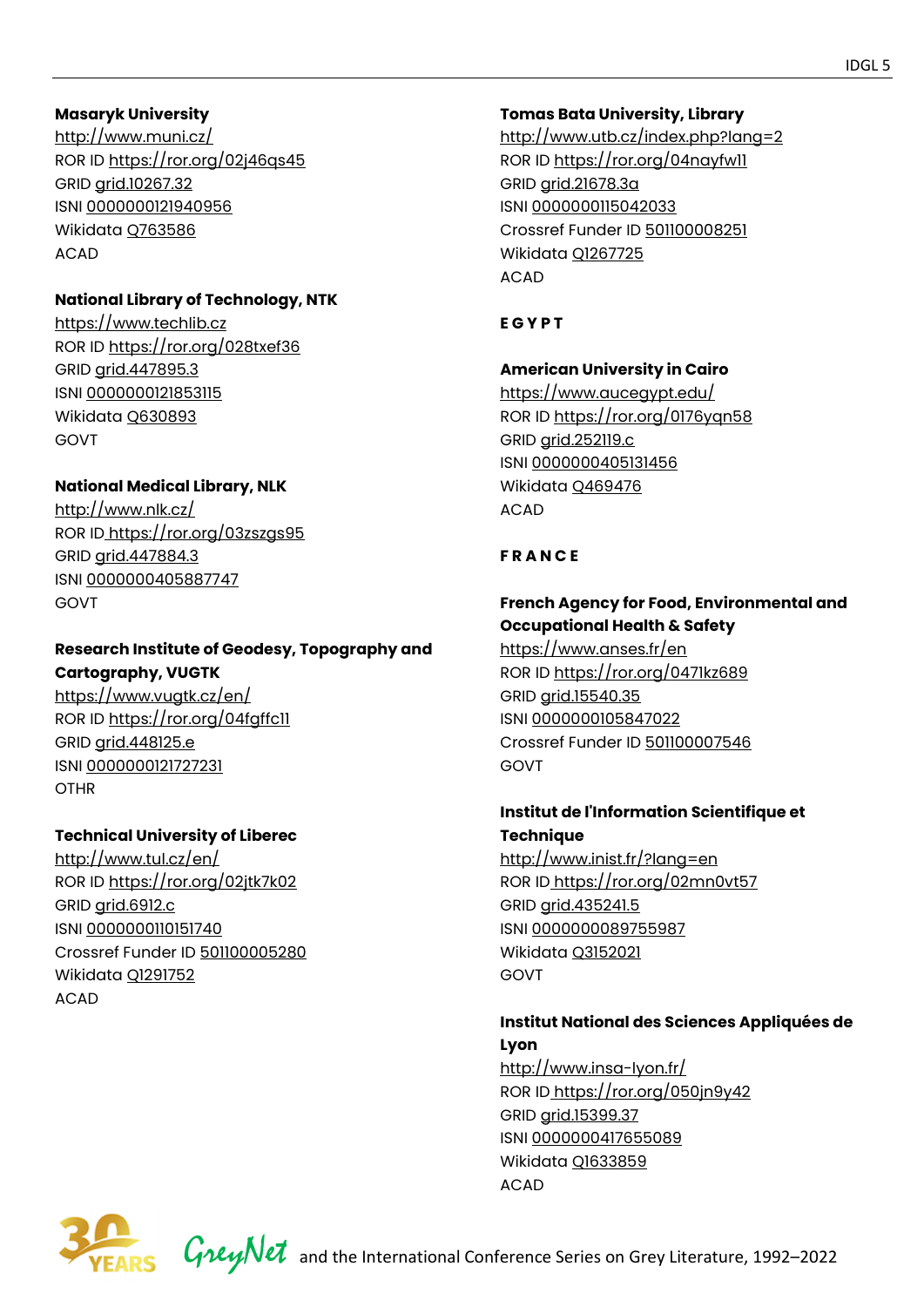**Masaryk University**
http://www.muni.cz/
ROR ID https://ror.org/02j46qs45
GRID grid.10267.32
ISNI 0000000121940956
Wikidata Q763586
ACAD

**National Library of Technology, NTK**
https://www.techlib.cz
ROR ID https://ror.org/028txef36
GRID grid.447895.3
ISNI 0000000121853115
Wikidata Q630893
GOVT

**National Medical Library, NLK**
http://www.nlk.cz/
ROR ID https://ror.org/03zszgs95
GRID grid.447884.3
ISNI 0000000405887747
GOVT

**Research Institute of Geodesy, Topography and Cartography, VUGTK**
https://www.vugtk.cz/en/
ROR ID https://ror.org/04fgffc11
GRID grid.448125.e
ISNI 0000000121727231
OTHR

**Technical University of Liberec**
http://www.tul.cz/en/
ROR ID https://ror.org/02jtk7k02
GRID grid.6912.c
ISNI 0000000110151740
Crossref Funder ID 501100005280
Wikidata Q1291752
ACAD

**Tomas Bata University, Library**
http://www.utb.cz/index.php?lang=2
ROR ID https://ror.org/04nayfw11
GRID grid.21678.3a
ISNI 0000000115042033
Crossref Funder ID 501100008251
Wikidata Q1267725
ACAD

## EGYPT

**American University in Cairo**
https://www.aucegypt.edu/
ROR ID https://ror.org/0176yqn58
GRID grid.252119.c
ISNI 0000000405131456
Wikidata Q469476
ACAD

## FRANCE

**French Agency for Food, Environmental and Occupational Health & Safety**
https://www.anses.fr/en
ROR ID https://ror.org/0471kz689
GRID grid.15540.35
ISNI 0000000105847022
Crossref Funder ID 501100007546
GOVT

**Institut de l'Information Scientifique et Technique**
http://www.inist.fr/?lang=en
ROR ID https://ror.org/02mn0vt57
GRID grid.435241.5
ISNI 0000000089755987
Wikidata Q3152021
GOVT

**Institut National des Sciences Appliquées de Lyon**
http://www.insa-lyon.fr/
ROR ID https://ror.org/050jn9y42
GRID grid.15399.37
ISNI 0000000417655089
Wikidata Q1633859
ACAD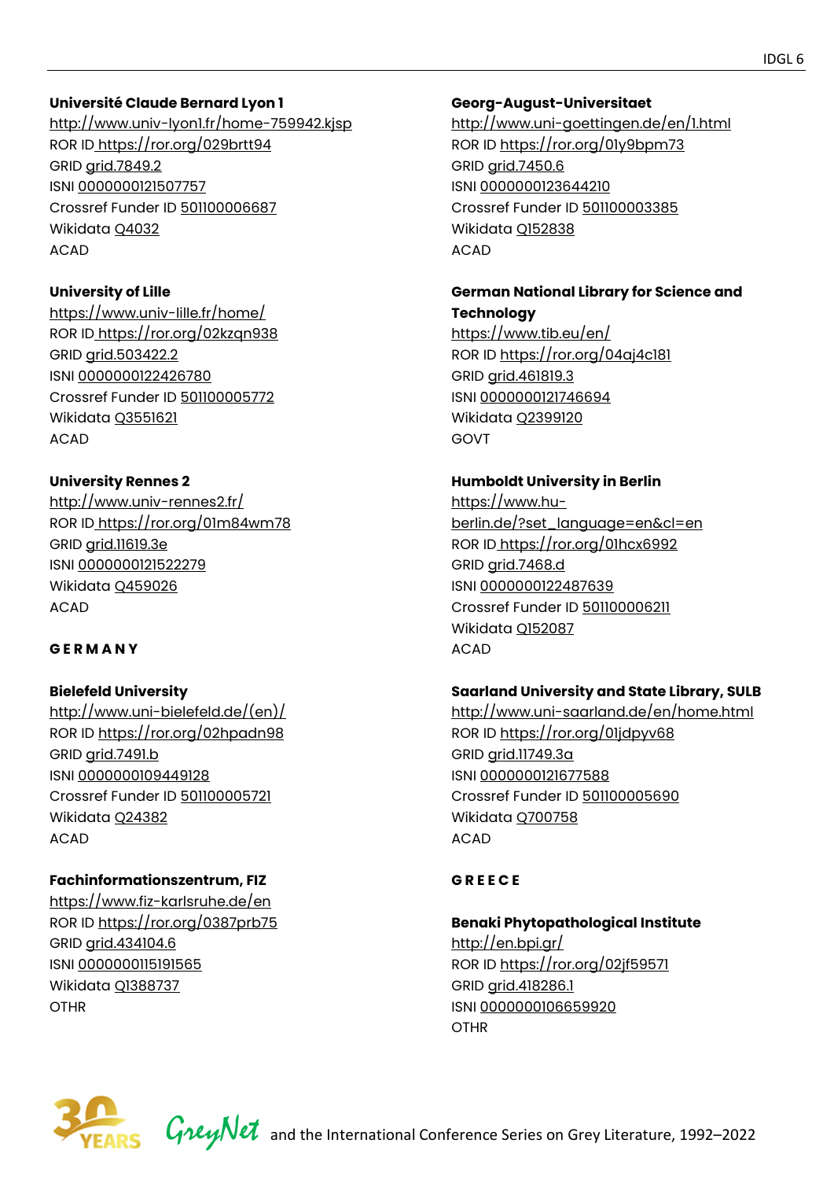**Université Claude Bernard Lyon 1**
http://www.univ-lyon1.fr/home-759942.kjsp
ROR ID https://ror.org/029brtt94
GRID grid.7849.2
ISNI 0000000121507757
Crossref Funder ID 501100006687
Wikidata Q4032
ACAD

**University of Lille**
https://www.univ-lille.fr/home/
ROR ID https://ror.org/02kzqn938
GRID grid.503422.2
ISNI 0000000122426780
Crossref Funder ID 501100005772
Wikidata Q3551621
ACAD

**University Rennes 2**
http://www.univ-rennes2.fr/
ROR ID https://ror.org/01m84wm78
GRID grid.11619.3e
ISNI 0000000121522279
Wikidata Q459026
ACAD

## GERMANY

**Bielefeld University**
http://www.uni-bielefeld.de/(en)/
ROR ID https://ror.org/02hpadn98
GRID grid.7491.b
ISNI 0000000109449128
Crossref Funder ID 501100005721
Wikidata Q24382
ACAD

**Fachinformationszentrum, FIZ**
https://www.fiz-karlsruhe.de/en
ROR ID https://ror.org/0387prb75
GRID grid.434104.6
ISNI 0000000115191565
Wikidata Q1388737
OTHR

**Georg-August-Universitaet**
http://www.uni-goettingen.de/en/1.html
ROR ID https://ror.org/01y9bpm73
GRID grid.7450.6
ISNI 0000000123644210
Crossref Funder ID 501100003385
Wikidata Q152838
ACAD

**German National Library for Science and Technology**
https://www.tib.eu/en/
ROR ID https://ror.org/04aj4c181
GRID grid.461819.3
ISNI 0000000121746694
Wikidata Q2399120
GOVT

**Humboldt University in Berlin**
https://www.hu-berlin.de/?set_language=en&cl=en
ROR ID https://ror.org/01hcx6992
GRID grid.7468.d
ISNI 0000000122487639
Crossref Funder ID 501100006211
Wikidata Q152087
ACAD

**Saarland University and State Library, SULB**
http://www.uni-saarland.de/en/home.html
ROR ID https://ror.org/01jdpyv68
GRID grid.11749.3a
ISNI 0000000121677588
Crossref Funder ID 501100005690
Wikidata Q700758
ACAD

## GREECE

**Benaki Phytopathological Institute**
http://en.bpi.gr/
ROR ID https://ror.org/02jf59571
GRID grid.418286.1
ISNI 0000000106659920
OTHR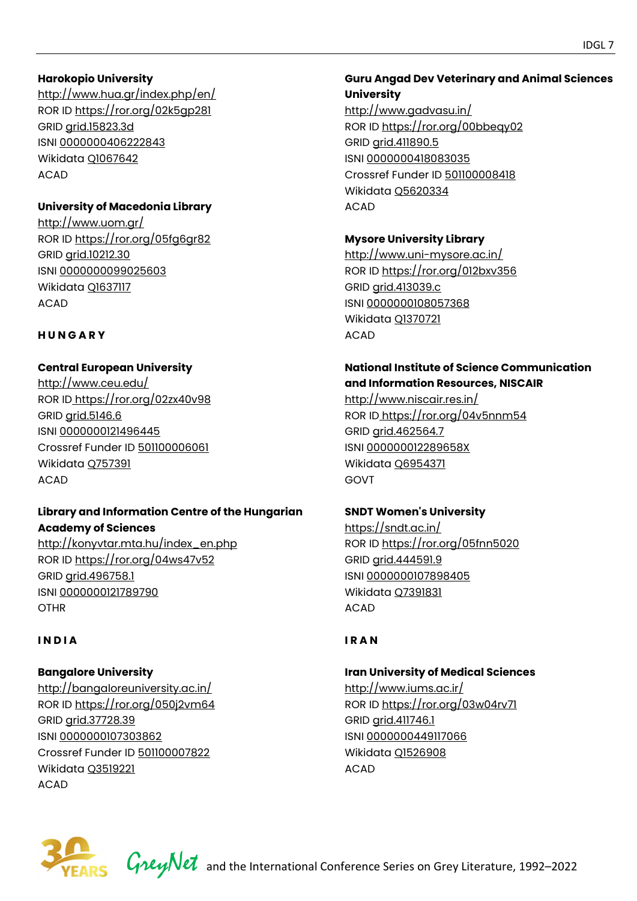**Harokopio University**
http://www.hua.gr/index.php/en/
ROR ID https://ror.org/02k5gp281
GRID grid.15823.3d
ISNI 0000000406222843
Wikidata Q1067642
ACAD

**University of Macedonia Library**
http://www.uom.gr/
ROR ID https://ror.org/05fg6gr82
GRID grid.10212.30
ISNI 0000000099025603
Wikidata Q1637117
ACAD

## HUNGARY

**Central European University**
http://www.ceu.edu/
ROR ID https://ror.org/02zx40v98
GRID grid.5146.6
ISNI 0000000121496445
Crossref Funder ID 501100006061
Wikidata Q757391
ACAD

**Library and Information Centre of the Hungarian Academy of Sciences**
http://konyvtar.mta.hu/index_en.php
ROR ID https://ror.org/04ws47v52
GRID grid.496758.1
ISNI 0000000121789790
OTHR

## INDIA

**Bangalore University**
http://bangaloreuniversity.ac.in/
ROR ID https://ror.org/050j2vm64
GRID grid.37728.39
ISNI 0000000107303862
Crossref Funder ID 501100007822
Wikidata Q3519221
ACAD

**Guru Angad Dev Veterinary and Animal Sciences University**
http://www.gadvasu.in/
ROR ID https://ror.org/00bbeqy02
GRID grid.411890.5
ISNI 0000000418083035
Crossref Funder ID 501100008418
Wikidata Q5620334
ACAD

**Mysore University Library**
http://www.uni-mysore.ac.in/
ROR ID https://ror.org/012bxv356
GRID grid.413039.c
ISNI 0000000108057368
Wikidata Q1370721
ACAD

**National Institute of Science Communication and Information Resources, NISCAIR**
http://www.niscair.res.in/
ROR ID https://ror.org/04v5nnm54
GRID grid.462564.7
ISNI 000000012289658X
Wikidata Q6954371
GOVT

**SNDT Women's University**
https://sndt.ac.in/
ROR ID https://ror.org/05fnn5020
GRID grid.444591.9
ISNI 0000000107898405
Wikidata Q7391831
ACAD

## IRAN

**Iran University of Medical Sciences**
http://www.iums.ac.ir/
ROR ID https://ror.org/03w04rv71
GRID grid.411746.1
ISNI 0000000449117066
Wikidata Q1526908
ACAD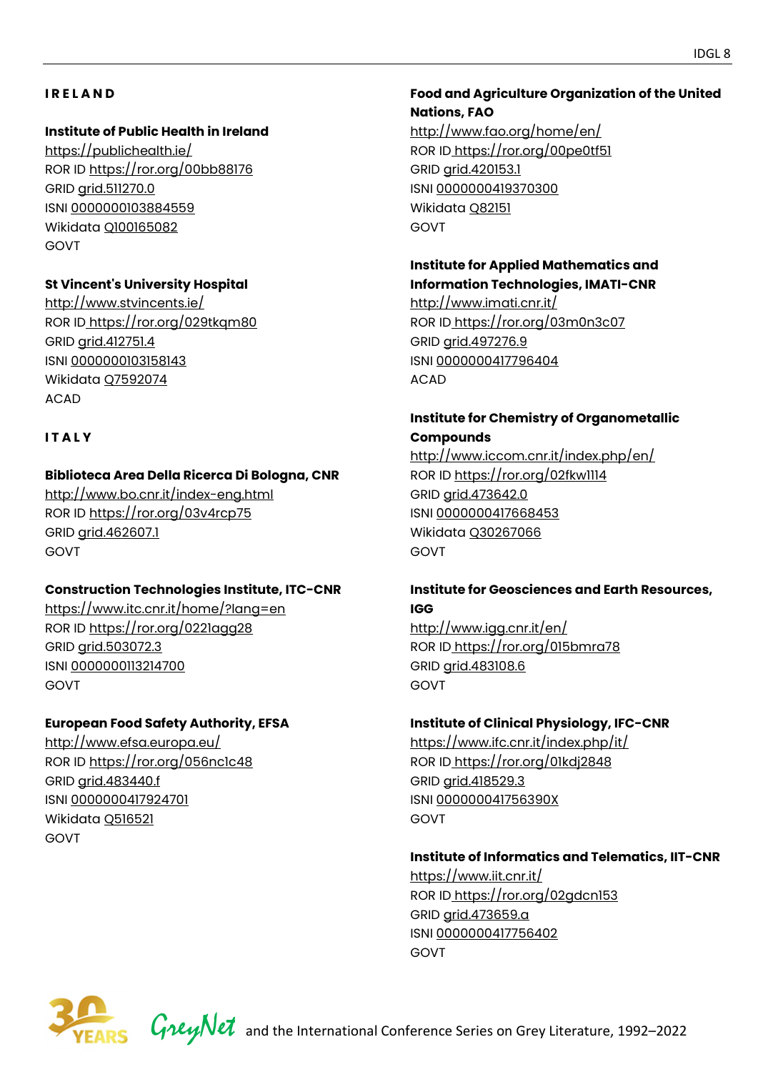## I R E L A N D

**Institute of Public Health in Ireland**
https://publichealth.ie/
ROR ID https://ror.org/00bb88176
GRID grid.511270.0
ISNI 0000000103884559
Wikidata Q100165082
GOVT

**St Vincent's University Hospital**
http://www.stvincents.ie/
ROR ID https://ror.org/029tkqm80
GRID grid.412751.4
ISNI 0000000103158143
Wikidata Q7592074
ACAD

## I T A L Y

**Biblioteca Area Della Ricerca Di Bologna, CNR**
http://www.bo.cnr.it/index-eng.html
ROR ID https://ror.org/03v4rcp75
GRID grid.462607.1
GOVT

**Construction Technologies Institute, ITC-CNR**
https://www.itc.cnr.it/home/?lang=en
ROR ID https://ror.org/0221agg28
GRID grid.503072.3
ISNI 0000000113214700
GOVT

**European Food Safety Authority, EFSA**
http://www.efsa.europa.eu/
ROR ID https://ror.org/056nc1c48
GRID grid.483440.f
ISNI 0000000417924701
Wikidata Q516521
GOVT

**Food and Agriculture Organization of the United Nations, FAO**
http://www.fao.org/home/en/
ROR ID https://ror.org/00pe0tf51
GRID grid.420153.1
ISNI 0000000419370300
Wikidata Q82151
GOVT

**Institute for Applied Mathematics and Information Technologies, IMATI-CNR**
http://www.imati.cnr.it/
ROR ID https://ror.org/03m0n3c07
GRID grid.497276.9
ISNI 0000000417796404
ACAD

**Institute for Chemistry of Organometallic Compounds**
http://www.iccom.cnr.it/index.php/en/
ROR ID https://ror.org/02fkw1114
GRID grid.473642.0
ISNI 0000000417668453
Wikidata Q30267066
GOVT

**Institute for Geosciences and Earth Resources, IGG**
http://www.igg.cnr.it/en/
ROR ID https://ror.org/015bmra78
GRID grid.483108.6
GOVT

**Institute of Clinical Physiology, IFC-CNR**
https://www.ifc.cnr.it/index.php/it/
ROR ID https://ror.org/01kdj2848
GRID grid.418529.3
ISNI 000000041756390X
GOVT

**Institute of Informatics and Telematics, IIT-CNR**
https://www.iit.cnr.it/
ROR ID https://ror.org/02gdcn153
GRID grid.473659.a
ISNI 0000000417756402
GOVT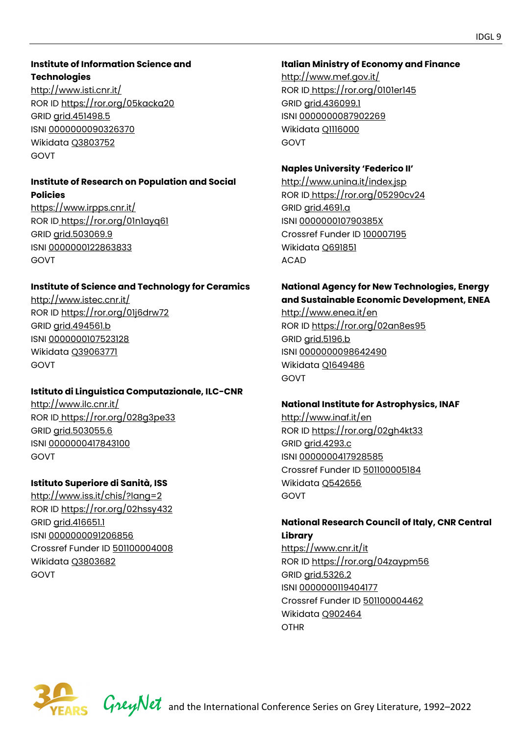**Institute of Information Science and Technologies**
http://www.isti.cnr.it/
ROR ID https://ror.org/05kacka20
GRID grid.451498.5
ISNI 0000000090326370
Wikidata Q3803752
GOVT

**Institute of Research on Population and Social Policies**
https://www.irpps.cnr.it/
ROR ID https://ror.org/01n1ayq61
GRID grid.503069.9
ISNI 0000000122863833
GOVT

**Institute of Science and Technology for Ceramics**
http://www.istec.cnr.it/
ROR ID https://ror.org/01j6drw72
GRID grid.494561.b
ISNI 0000000107523128
Wikidata Q39063771
GOVT

**Istituto di Linguistica Computazionale, ILC-CNR**
http://www.ilc.cnr.it/
ROR ID https://ror.org/028g3pe33
GRID grid.503055.6
ISNI 0000000417843100
GOVT

**Istituto Superiore di Sanità, ISS**
http://www.iss.it/chis/?lang=2
ROR ID https://ror.org/02hssy432
GRID grid.416651.1
ISNI 0000000091206856
Crossref Funder ID 501100004008
Wikidata Q3803682
GOVT

**Italian Ministry of Economy and Finance**
http://www.mef.gov.it/
ROR ID https://ror.org/0101er145
GRID grid.436099.1
ISNI 0000000087902269
Wikidata Q1116000
GOVT

**Naples University 'Federico II'**
http://www.unina.it/index.jsp
ROR ID https://ror.org/05290cv24
GRID grid.4691.a
ISNI 000000010790385X
Crossref Funder ID 100007195
Wikidata Q691851
ACAD

**National Agency for New Technologies, Energy and Sustainable Economic Development, ENEA**
http://www.enea.it/en
ROR ID https://ror.org/02an8es95
GRID grid.5196.b
ISNI 0000000098642490
Wikidata Q1649486
GOVT

**National Institute for Astrophysics, INAF**
http://www.inaf.it/en
ROR ID https://ror.org/02gh4kt33
GRID grid.4293.c
ISNI 0000000417928585
Crossref Funder ID 501100005184
Wikidata Q542656
GOVT

**National Research Council of Italy, CNR Central Library**
https://www.cnr.it/it
ROR ID https://ror.org/04zaypm56
GRID grid.5326.2
ISNI 0000000119404177
Crossref Funder ID 501100004462
Wikidata Q902464
OTHR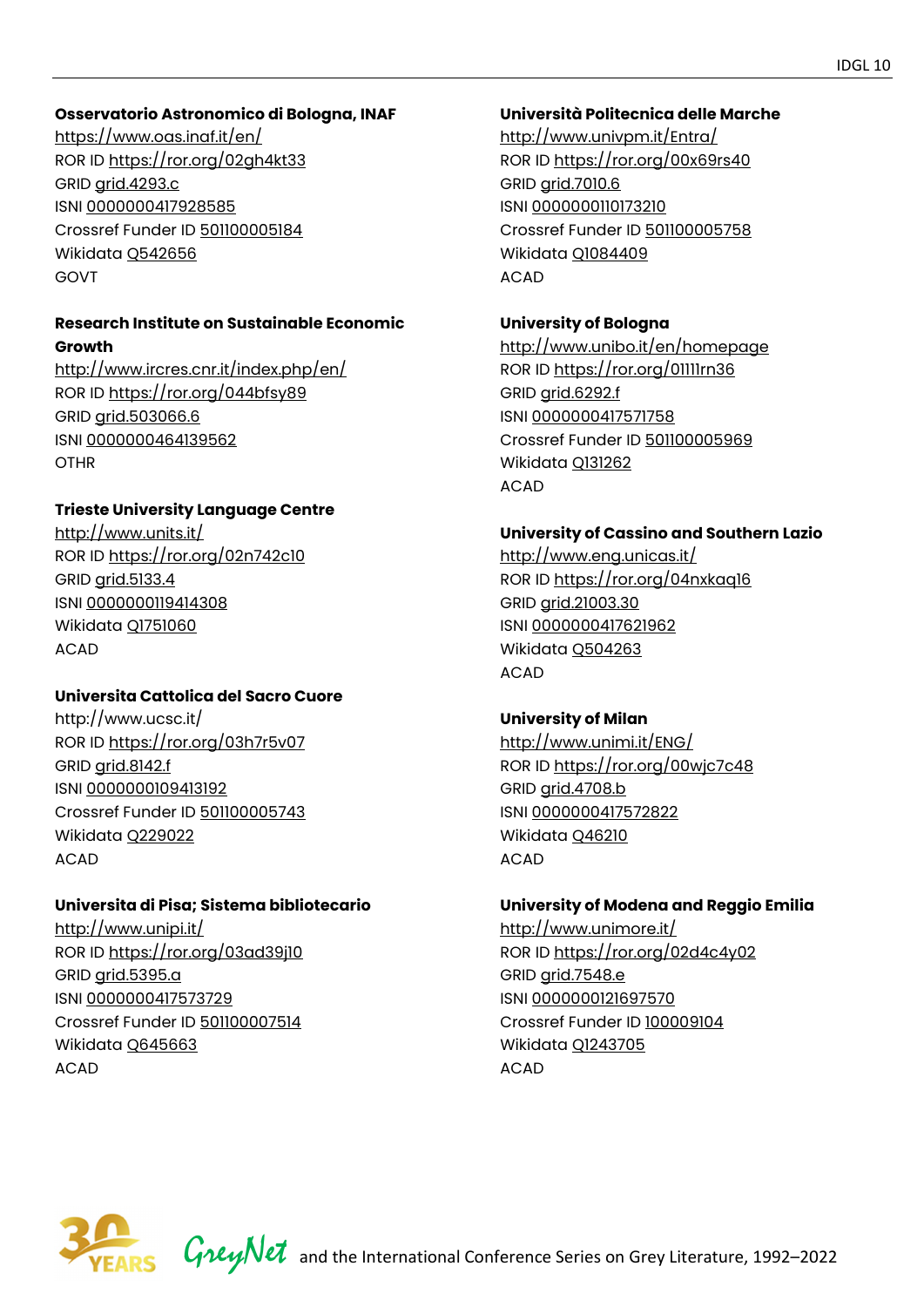**Osservatorio Astronomico di Bologna, INAF**
https://www.oas.inaf.it/en/
ROR ID https://ror.org/02gh4kt33
GRID grid.4293.c
ISNI 0000000417928585
Crossref Funder ID 501100005184
Wikidata Q542656
GOVT

**Research Institute on Sustainable Economic Growth**
http://www.ircres.cnr.it/index.php/en/
ROR ID https://ror.org/044bfsy89
GRID grid.503066.6
ISNI 0000000464139562
OTHR

**Trieste University Language Centre**
http://www.units.it/
ROR ID https://ror.org/02n742c10
GRID grid.5133.4
ISNI 0000000119414308
Wikidata Q1751060
ACAD

**Universita Cattolica del Sacro Cuore**
http://www.ucsc.it/
ROR ID https://ror.org/03h7r5v07
GRID grid.8142.f
ISNI 0000000109413192
Crossref Funder ID 501100005743
Wikidata Q229022
ACAD

**Universita di Pisa; Sistema bibliotecario**
http://www.unipi.it/
ROR ID https://ror.org/03ad39j10
GRID grid.5395.a
ISNI 0000000417573729
Crossref Funder ID 501100007514
Wikidata Q645663
ACAD

**Università Politecnica delle Marche**
http://www.univpm.it/Entra/
ROR ID https://ror.org/00x69rs40
GRID grid.7010.6
ISNI 0000000110173210
Crossref Funder ID 501100005758
Wikidata Q1084409
ACAD

**University of Bologna**
http://www.unibo.it/en/homepage
ROR ID https://ror.org/01111rn36
GRID grid.6292.f
ISNI 0000000417571758
Crossref Funder ID 501100005969
Wikidata Q131262
ACAD

**University of Cassino and Southern Lazio**
http://www.eng.unicas.it/
ROR ID https://ror.org/04nxkaq16
GRID grid.21003.30
ISNI 0000000417621962
Wikidata Q504263
ACAD

**University of Milan**
http://www.unimi.it/ENG/
ROR ID https://ror.org/00wjc7c48
GRID grid.4708.b
ISNI 0000000417572822
Wikidata Q46210
ACAD

**University of Modena and Reggio Emilia**
http://www.unimore.it/
ROR ID https://ror.org/02d4c4y02
GRID grid.7548.e
ISNI 0000000121697570
Crossref Funder ID 100009104
Wikidata Q1243705
ACAD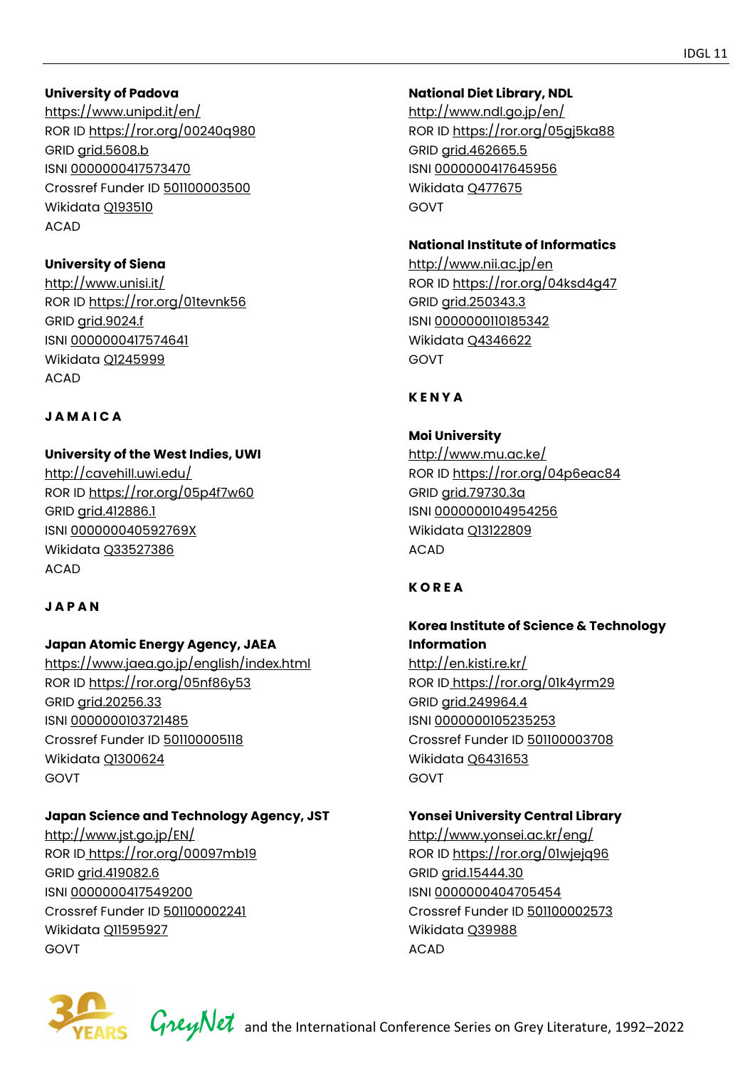**University of Padova**
https://www.unipd.it/en/
ROR ID https://ror.org/00240q980
GRID grid.5608.b
ISNI 0000000417573470
Crossref Funder ID 501100003500
Wikidata Q193510
ACAD

**University of Siena**
http://www.unisi.it/
ROR ID https://ror.org/01tevnk56
GRID grid.9024.f
ISNI 0000000417574641
Wikidata Q1245999
ACAD

## JAMAICA

**University of the West Indies, UWI**
http://cavehill.uwi.edu/
ROR ID https://ror.org/05p4f7w60
GRID grid.412886.1
ISNI 000000040592769X
Wikidata Q33527386
ACAD

## JAPAN

**Japan Atomic Energy Agency, JAEA**
https://www.jaea.go.jp/english/index.html
ROR ID https://ror.org/05nf86y53
GRID grid.20256.33
ISNI 0000000103721485
Crossref Funder ID 501100005118
Wikidata Q1300624
GOVT

**Japan Science and Technology Agency, JST**
http://www.jst.go.jp/EN/
ROR ID https://ror.org/00097mb19
GRID grid.419082.6
ISNI 0000000417549200
Crossref Funder ID 501100002241
Wikidata Q11595927
GOVT

**National Diet Library, NDL**
http://www.ndl.go.jp/en/
ROR ID https://ror.org/05gj5ka88
GRID grid.462665.5
ISNI 0000000417645956
Wikidata Q477675
GOVT

**National Institute of Informatics**
http://www.nii.ac.jp/en
ROR ID https://ror.org/04ksd4g47
GRID grid.250343.3
ISNI 0000000110185342
Wikidata Q4346622
GOVT

## KENYA

**Moi University**
http://www.mu.ac.ke/
ROR ID https://ror.org/04p6eac84
GRID grid.79730.3a
ISNI 0000000104954256
Wikidata Q13122809
ACAD

## KOREA

**Korea Institute of Science & Technology Information**
http://en.kisti.re.kr/
ROR ID https://ror.org/01k4yrm29
GRID grid.249964.4
ISNI 0000000105235253
Crossref Funder ID 501100003708
Wikidata Q6431653
GOVT

**Yonsei University Central Library**
http://www.yonsei.ac.kr/eng/
ROR ID https://ror.org/01wjejq96
GRID grid.15444.30
ISNI 0000000404705454
Crossref Funder ID 501100002573
Wikidata Q39988
ACAD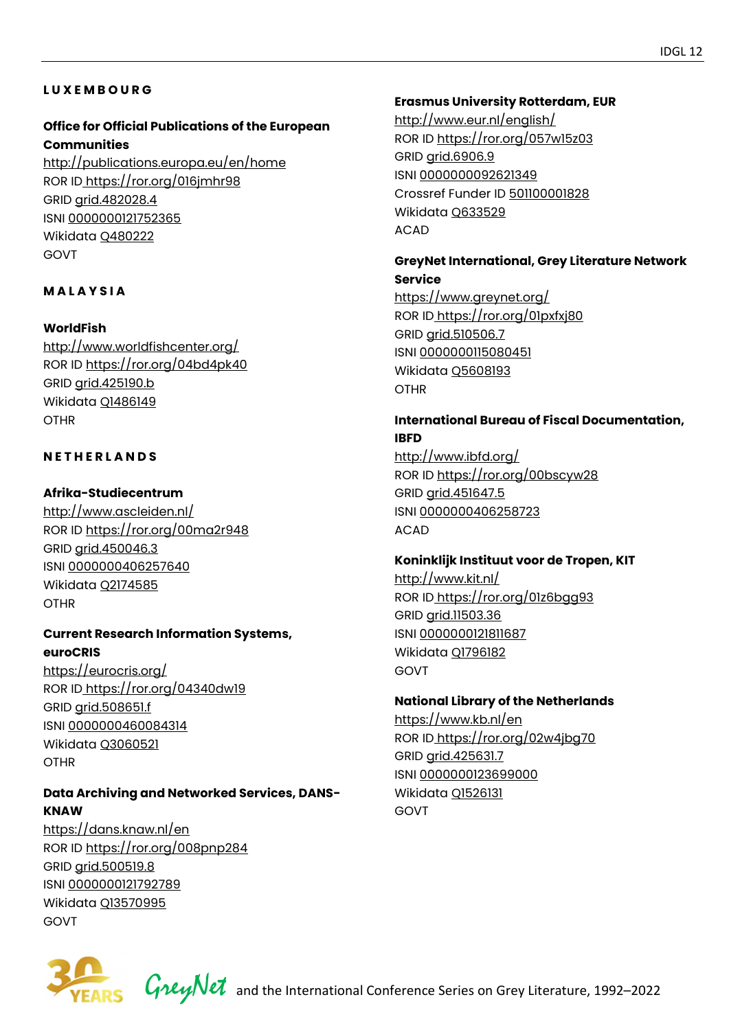## LUXEMBOURG

**Office for Official Publications of the European Communities**
http://publications.europa.eu/en/home
ROR ID https://ror.org/016jmhr98
GRID grid.482028.4
ISNI 0000000121752365
Wikidata Q480222
GOVT

## MALAYSIA

**WorldFish**
http://www.worldfishcenter.org/
ROR ID https://ror.org/04bd4pk40
GRID grid.425190.b
Wikidata Q1486149
OTHR

## NETHERLANDS

**Afrika-Studiecentrum**
http://www.ascleiden.nl/
ROR ID https://ror.org/00ma2r948
GRID grid.450046.3
ISNI 0000000406257640
Wikidata Q2174585
OTHR

**Current Research Information Systems, euroCRIS**
https://eurocris.org/
ROR ID https://ror.org/04340dw19
GRID grid.508651.f
ISNI 0000000460084314
Wikidata Q3060521
OTHR

**Data Archiving and Networked Services, DANS-KNAW**
https://dans.knaw.nl/en
ROR ID https://ror.org/008pnp284
GRID grid.500519.8
ISNI 0000000121792789
Wikidata Q13570995
GOVT

**Erasmus University Rotterdam, EUR**
http://www.eur.nl/english/
ROR ID https://ror.org/057w15z03
GRID grid.6906.9
ISNI 0000000092621349
Crossref Funder ID 501100001828
Wikidata Q633529
ACAD

**GreyNet International, Grey Literature Network Service**
https://www.greynet.org/
ROR ID https://ror.org/01pxfxj80
GRID grid.510506.7
ISNI 0000000115080451
Wikidata Q5608193
OTHR

**International Bureau of Fiscal Documentation, IBFD**
http://www.ibfd.org/
ROR ID https://ror.org/00bscyw28
GRID grid.451647.5
ISNI 0000000406258723
ACAD

**Koninklijk Instituut voor de Tropen, KIT**
http://www.kit.nl/
ROR ID https://ror.org/01z6bgg93
GRID grid.11503.36
ISNI 0000000121811687
Wikidata Q1796182
GOVT

**National Library of the Netherlands**
https://www.kb.nl/en
ROR ID https://ror.org/02w4jbg70
GRID grid.425631.7
ISNI 0000000123699000
Wikidata Q1526131
GOVT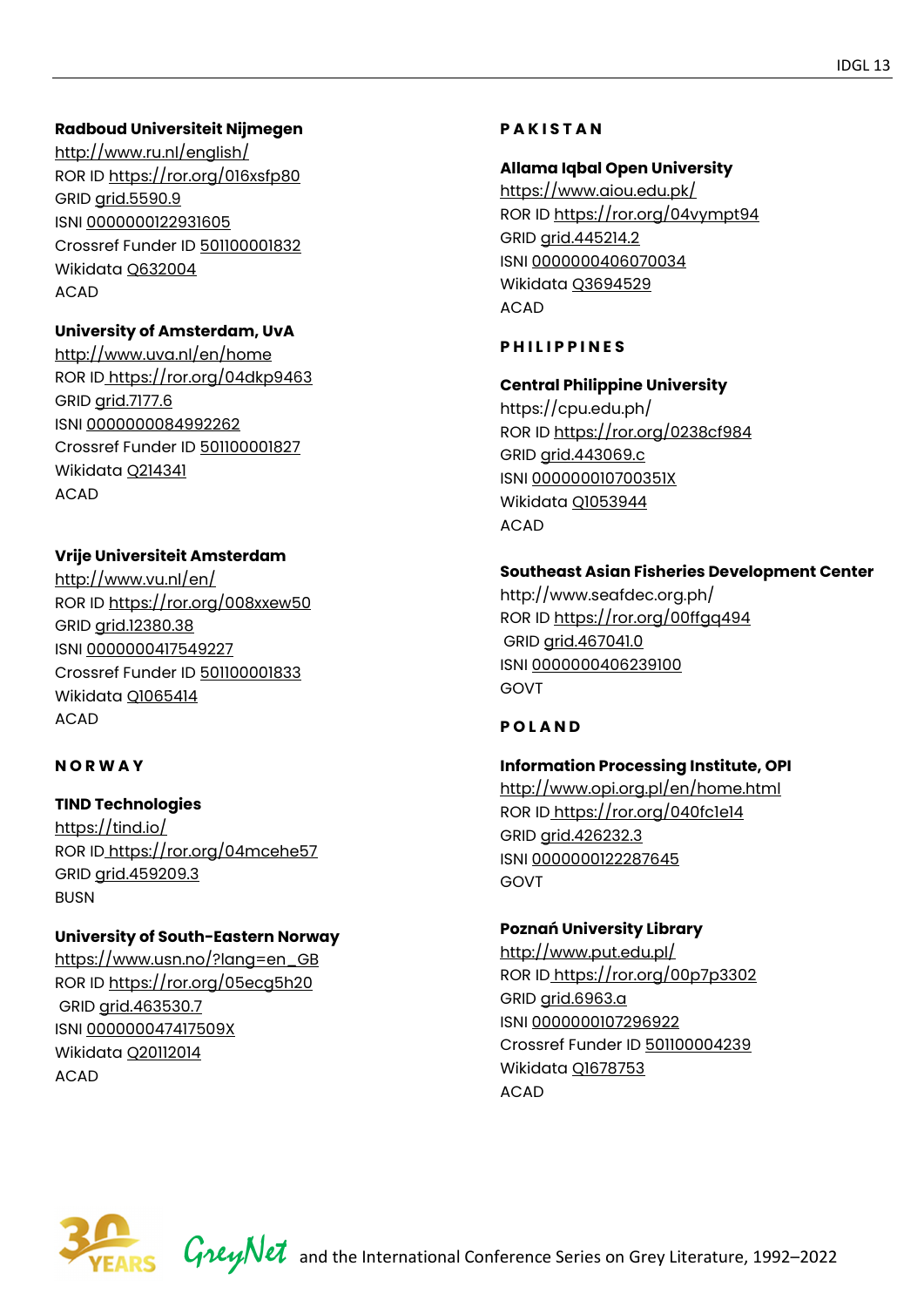**Radboud Universiteit Nijmegen**
http://www.ru.nl/english/
ROR ID https://ror.org/016xsfp80
GRID grid.5590.9
ISNI 0000000122931605
Crossref Funder ID 501100001832
Wikidata Q632004
ACAD

**University of Amsterdam, UvA**
http://www.uva.nl/en/home
ROR ID https://ror.org/04dkp9463
GRID grid.7177.6
ISNI 0000000084992262
Crossref Funder ID 501100001827
Wikidata Q214341
ACAD

**Vrije Universiteit Amsterdam**
http://www.vu.nl/en/
ROR ID https://ror.org/008xxew50
GRID grid.12380.38
ISNI 0000000417549227
Crossref Funder ID 501100001833
Wikidata Q1065414
ACAD

## N O R W A Y

**TIND Technologies**
https://tind.io/
ROR ID https://ror.org/04mcehe57
GRID grid.459209.3
BUSN

**University of South-Eastern Norway**
https://www.usn.no/?lang=en_GB
ROR ID https://ror.org/05ecg5h20
GRID grid.463530.7
ISNI 000000047417509X
Wikidata Q20112014
ACAD

## P A K I S T A N

**Allama Iqbal Open University**
https://www.aiou.edu.pk/
ROR ID https://ror.org/04vympt94
GRID grid.445214.2
ISNI 0000000406070034
Wikidata Q3694529
ACAD

## P H I L I P P I N E S

**Central Philippine University**
https://cpu.edu.ph/
ROR ID https://ror.org/0238cf984
GRID grid.443069.c
ISNI 000000010700351X
Wikidata Q1053944
ACAD

**Southeast Asian Fisheries Development Center**
http://www.seafdec.org.ph/
ROR ID https://ror.org/00ffgq494
GRID grid.467041.0
ISNI 0000000406239100
GOVT

## P O L A N D

**Information Processing Institute, OPI**
http://www.opi.org.pl/en/home.html
ROR ID https://ror.org/040fc1e14
GRID grid.426232.3
ISNI 0000000122287645
GOVT

**Poznań University Library**
http://www.put.edu.pl/
ROR ID https://ror.org/00p7p3302
GRID grid.6963.a
ISNI 0000000107296922
Crossref Funder ID 501100004239
Wikidata Q1678753
ACAD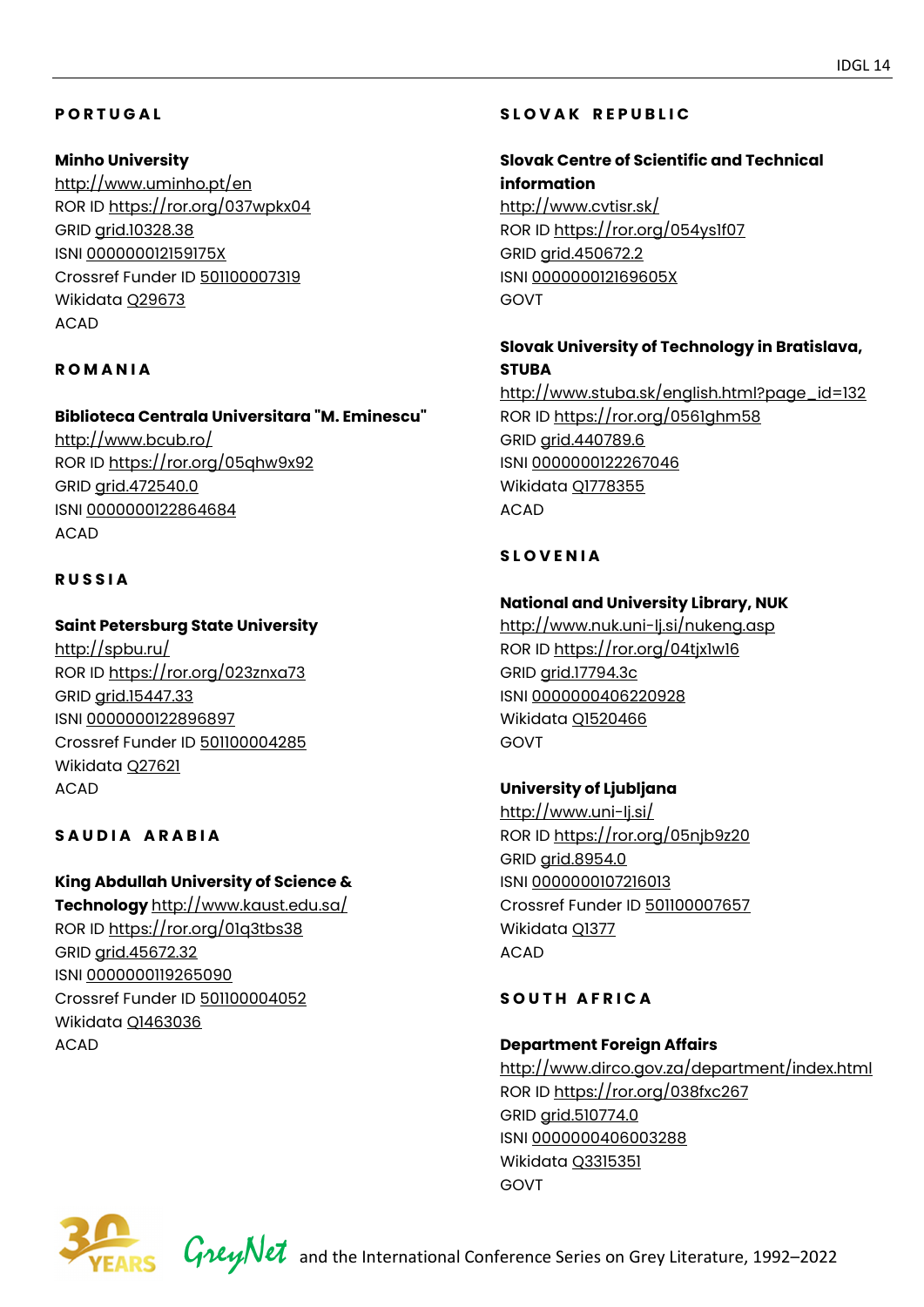## PORTUGAL

**Minho University**
http://www.uminho.pt/en
ROR ID https://ror.org/037wpkx04
GRID grid.10328.38
ISNI 000000012159175X
Crossref Funder ID 501100007319
Wikidata Q29673
ACAD

## ROMANIA

**Biblioteca Centrala Universitara "M. Eminescu"**
http://www.bcub.ro/
ROR ID https://ror.org/05qhw9x92
GRID grid.472540.0
ISNI 0000000122864684
ACAD

## RUSSIA

**Saint Petersburg State University**
http://spbu.ru/
ROR ID https://ror.org/023znxa73
GRID grid.15447.33
ISNI 0000000122896897
Crossref Funder ID 501100004285
Wikidata Q27621
ACAD

## SAUDIA ARABIA

**King Abdullah University of Science & Technology** http://www.kaust.edu.sa/
ROR ID https://ror.org/01q3tbs38
GRID grid.45672.32
ISNI 0000000119265090
Crossref Funder ID 501100004052
Wikidata Q1463036
ACAD

## SLOVAK REPUBLIC

**Slovak Centre of Scientific and Technical information**
http://www.cvtisr.sk/
ROR ID https://ror.org/054ys1f07
GRID grid.450672.2
ISNI 000000012169605X
GOVT

**Slovak University of Technology in Bratislava, STUBA**
http://www.stuba.sk/english.html?page_id=132
ROR ID https://ror.org/0561ghm58
GRID grid.440789.6
ISNI 0000000122267046
Wikidata Q1778355
ACAD

## SLOVENIA

**National and University Library, NUK**
http://www.nuk.uni-lj.si/nukeng.asp
ROR ID https://ror.org/04tjx1w16
GRID grid.17794.3c
ISNI 0000000406220928
Wikidata Q1520466
GOVT

**University of Ljubljana**
http://www.uni-lj.si/
ROR ID https://ror.org/05njb9z20
GRID grid.8954.0
ISNI 0000000107216013
Crossref Funder ID 501100007657
Wikidata Q1377
ACAD

## SOUTH AFRICA

**Department Foreign Affairs**
http://www.dirco.gov.za/department/index.html
ROR ID https://ror.org/038fxc267
GRID grid.510774.0
ISNI 0000000406003288
Wikidata Q3315351
GOVT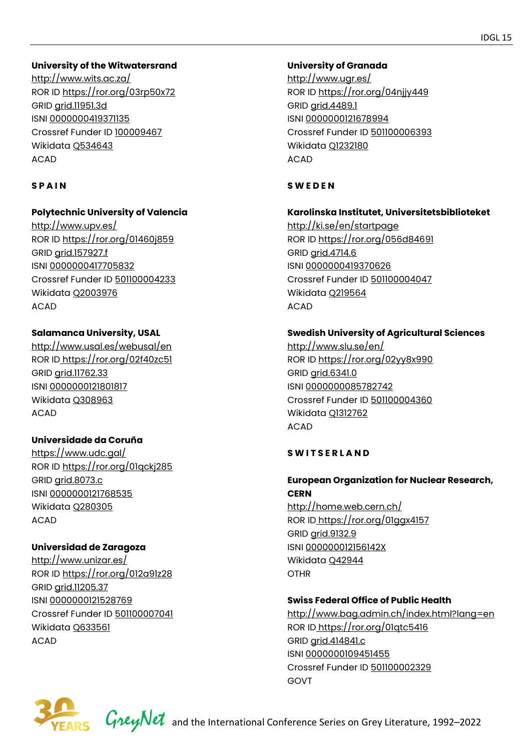**University of the Witwatersrand**
http://www.wits.ac.za/
ROR ID https://ror.org/03rp50x72
GRID grid.11951.3d
ISNI 0000000419371135
Crossref Funder ID 100009467
Wikidata Q534643
ACAD

### S P A I N

**Polytechnic University of Valencia**
http://www.upv.es/
ROR ID https://ror.org/01460j859
GRID grid.157927.f
ISNI 0000000417705832
Crossref Funder ID 501100004233
Wikidata Q2003976
ACAD

**Salamanca University, USAL**
http://www.usal.es/webusal/en
ROR ID https://ror.org/02f40zc51
GRID grid.11762.33
ISNI 0000000121801817
Wikidata Q308963
ACAD

**Universidade da Coruña**
https://www.udc.gal/
ROR ID https://ror.org/01qckj285
GRID grid.8073.c
ISNI 0000000121768535
Wikidata Q280305
ACAD

**Universidad de Zaragoza**
http://www.unizar.es/
ROR ID https://ror.org/012a91z28
GRID grid.11205.37
ISNI 0000000121528769
Crossref Funder ID 501100007041
Wikidata Q633561
ACAD

**University of Granada**
http://www.ugr.es/
ROR ID https://ror.org/04njjy449
GRID grid.4489.1
ISNI 0000000121678994
Crossref Funder ID 501100006393
Wikidata Q1232180
ACAD

### S W E D E N

**Karolinska Institutet, Universitetsbiblioteket**
http://ki.se/en/startpage
ROR ID https://ror.org/056d84691
GRID grid.4714.6
ISNI 0000000419370626
Crossref Funder ID 501100004047
Wikidata Q219564
ACAD

**Swedish University of Agricultural Sciences**
http://www.slu.se/en/
ROR ID https://ror.org/02yy8x990
GRID grid.6341.0
ISNI 0000000085782742
Crossref Funder ID 501100004360
Wikidata Q1312762
ACAD

### S W I T S E R L A N D

**European Organization for Nuclear Research, CERN**
http://home.web.cern.ch/
ROR ID https://ror.org/01ggx4157
GRID grid.9132.9
ISNI 000000012156142X
Wikidata Q42944
OTHR

**Swiss Federal Office of Public Health**
http://www.bag.admin.ch/index.html?lang=en
ROR ID https://ror.org/01qtc5416
GRID grid.414841.c
ISNI 0000000109451455
Crossref Funder ID 501100002329
GOVT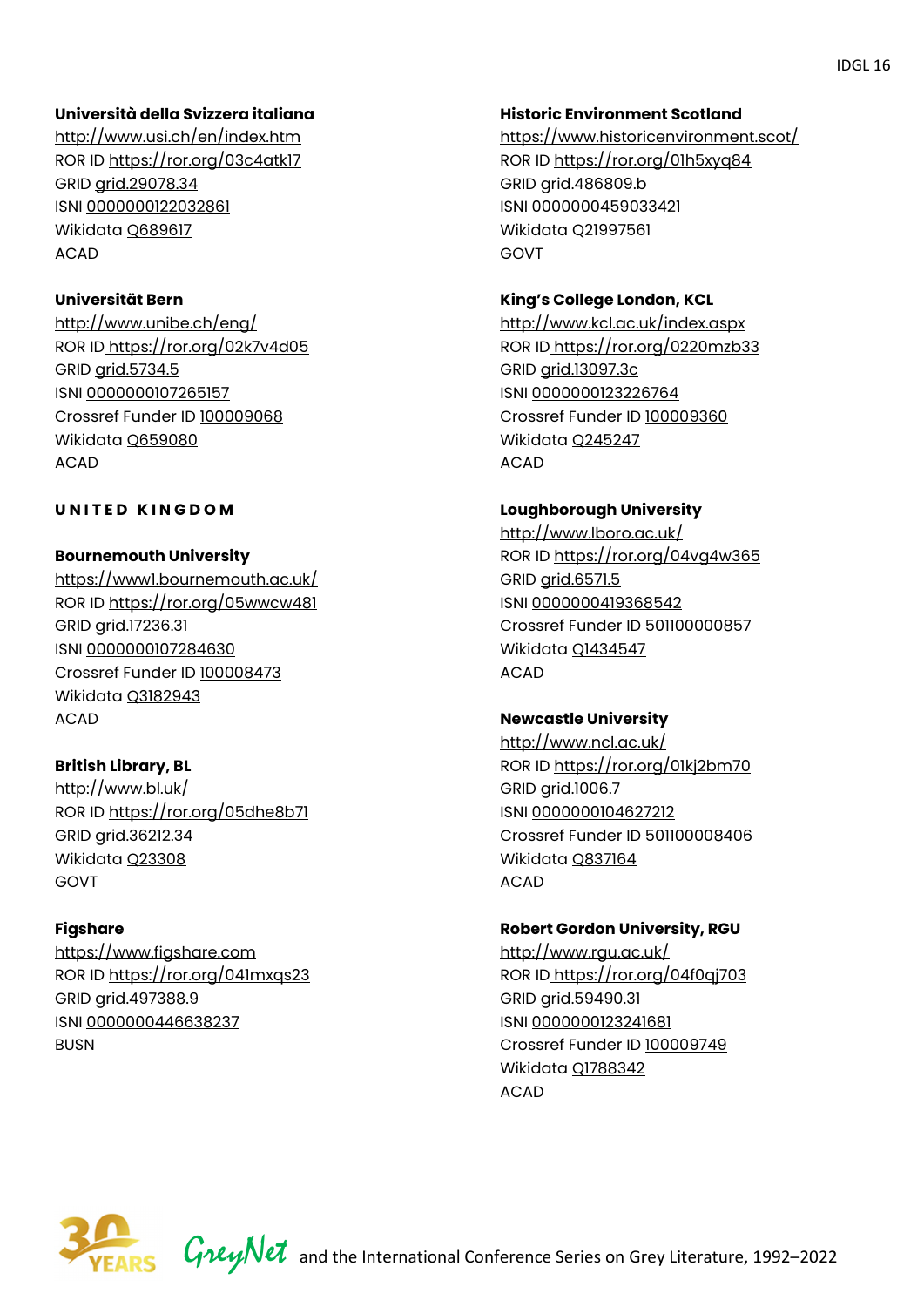**Università della Svizzera italiana**
http://www.usi.ch/en/index.htm
ROR ID https://ror.org/03c4atk17
GRID grid.29078.34
ISNI 0000000122032861
Wikidata Q689617
ACAD

**Universität Bern**
http://www.unibe.ch/eng/
ROR ID https://ror.org/02k7v4d05
GRID grid.5734.5
ISNI 0000000107265157
Crossref Funder ID 100009068
Wikidata Q659080
ACAD

## UNITED KINGDOM

**Bournemouth University**
https://www1.bournemouth.ac.uk/
ROR ID https://ror.org/05wwcw481
GRID grid.17236.31
ISNI 0000000107284630
Crossref Funder ID 100008473
Wikidata Q3182943
ACAD

**British Library, BL**
http://www.bl.uk/
ROR ID https://ror.org/05dhe8b71
GRID grid.36212.34
Wikidata Q23308
GOVT

**Figshare**
https://www.figshare.com
ROR ID https://ror.org/041mxqs23
GRID grid.497388.9
ISNI 0000000446638237
BUSN

**Historic Environment Scotland**
https://www.historicenvironment.scot/
ROR ID https://ror.org/01h5xyq84
GRID grid.486809.b
ISNI 0000000459033421
Wikidata Q21997561
GOVT

**King's College London, KCL**
http://www.kcl.ac.uk/index.aspx
ROR ID https://ror.org/0220mzb33
GRID grid.13097.3c
ISNI 0000000123226764
Crossref Funder ID 100009360
Wikidata Q245247
ACAD

**Loughborough University**
http://www.lboro.ac.uk/
ROR ID https://ror.org/04vg4w365
GRID grid.6571.5
ISNI 0000000419368542
Crossref Funder ID 501100000857
Wikidata Q1434547
ACAD

**Newcastle University**
http://www.ncl.ac.uk/
ROR ID https://ror.org/01kj2bm70
GRID grid.1006.7
ISNI 0000000104627212
Crossref Funder ID 501100008406
Wikidata Q837164
ACAD

**Robert Gordon University, RGU**
http://www.rgu.ac.uk/
ROR ID https://ror.org/04f0qj703
GRID grid.59490.31
ISNI 0000000123241681
Crossref Funder ID 100009749
Wikidata Q1788342
ACAD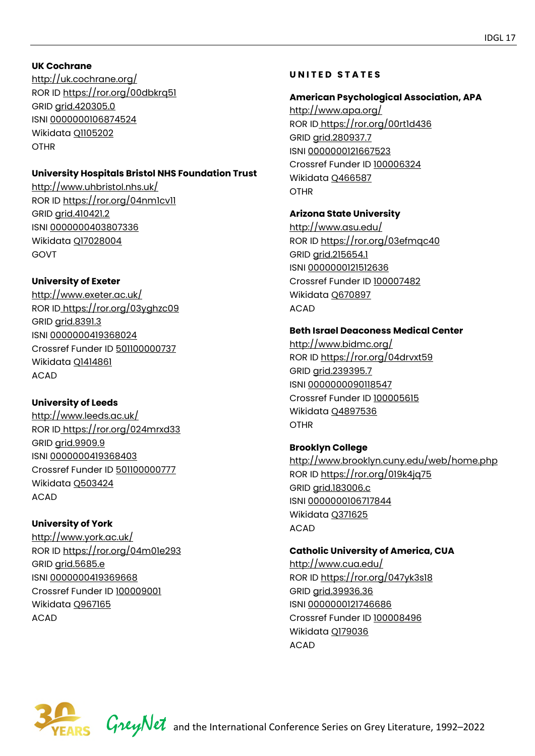**UK Cochrane**
http://uk.cochrane.org/
ROR ID https://ror.org/00dbkrq51
GRID grid.420305.0
ISNI 0000000106874524
Wikidata Q1105202
OTHR

**University Hospitals Bristol NHS Foundation Trust**
http://www.uhbristol.nhs.uk/
ROR ID https://ror.org/04nm1cv11
GRID grid.410421.2
ISNI 0000000403807336
Wikidata Q17028004
GOVT

**University of Exeter**
http://www.exeter.ac.uk/
ROR ID https://ror.org/03yghzc09
GRID grid.8391.3
ISNI 0000000419368024
Crossref Funder ID 501100000737
Wikidata Q1414861
ACAD

**University of Leeds**
http://www.leeds.ac.uk/
ROR ID https://ror.org/024mrxd33
GRID grid.9909.9
ISNI 0000000419368403
Crossref Funder ID 501100000777
Wikidata Q503424
ACAD

**University of York**
http://www.york.ac.uk/
ROR ID https://ror.org/04m01e293
GRID grid.5685.e
ISNI 0000000419369668
Crossref Funder ID 100009001
Wikidata Q967165
ACAD

## UNITED STATES

**American Psychological Association, APA**
http://www.apa.org/
ROR ID https://ror.org/00rt1d436
GRID grid.280937.7
ISNI 0000000121667523
Crossref Funder ID 100006324
Wikidata Q466587
OTHR

**Arizona State University**
http://www.asu.edu/
ROR ID https://ror.org/03efmqc40
GRID grid.215654.1
ISNI 0000000121512636
Crossref Funder ID 100007482
Wikidata Q670897
ACAD

**Beth Israel Deaconess Medical Center**
http://www.bidmc.org/
ROR ID https://ror.org/04drvxt59
GRID grid.239395.7
ISNI 0000000090118547
Crossref Funder ID 100005615
Wikidata Q4897536
OTHR

**Brooklyn College**
http://www.brooklyn.cuny.edu/web/home.php
ROR ID https://ror.org/019k4jq75
GRID grid.183006.c
ISNI 0000000106717844
Wikidata Q371625
ACAD

**Catholic University of America, CUA**
http://www.cua.edu/
ROR ID https://ror.org/047yk3s18
GRID grid.39936.36
ISNI 0000000121746686
Crossref Funder ID 100008496
Wikidata Q179036
ACAD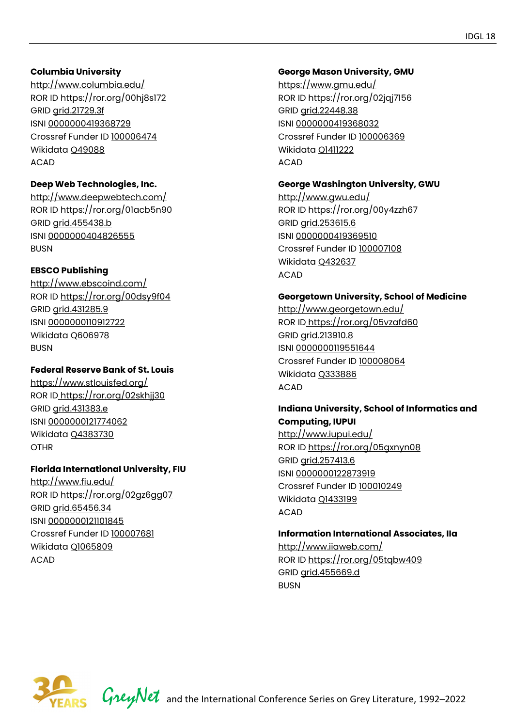**Columbia University**
http://www.columbia.edu/
ROR ID https://ror.org/00hj8s172
GRID grid.21729.3f
ISNI 0000000419368729
Crossref Funder ID 100006474
Wikidata Q49088
ACAD

**Deep Web Technologies, Inc.**
http://www.deepwebtech.com/
ROR ID https://ror.org/01acb5n90
GRID grid.455438.b
ISNI 0000000404826555
BUSN

**EBSCO Publishing**
http://www.ebscoind.com/
ROR ID https://ror.org/00dsy9f04
GRID grid.431285.9
ISNI 0000000110912722
Wikidata Q606978
BUSN

**Federal Reserve Bank of St. Louis**
https://www.stlouisfed.org/
ROR ID https://ror.org/02skhjj30
GRID grid.431383.e
ISNI 0000000121774062
Wikidata Q4383730
OTHR

**Florida International University, FIU**
http://www.fiu.edu/
ROR ID https://ror.org/02gz6gg07
GRID grid.65456.34
ISNI 0000000121101845
Crossref Funder ID 100007681
Wikidata Q1065809
ACAD

**George Mason University, GMU**
https://www.gmu.edu/
ROR ID https://ror.org/02jqj7156
GRID grid.22448.38
ISNI 0000000419368032
Crossref Funder ID 100006369
Wikidata Q1411222
ACAD

**George Washington University, GWU**
http://www.gwu.edu/
ROR ID https://ror.org/00y4zzh67
GRID grid.253615.6
ISNI 0000000419369510
Crossref Funder ID 100007108
Wikidata Q432637
ACAD

**Georgetown University, School of Medicine**
http://www.georgetown.edu/
ROR ID https://ror.org/05vzafd60
GRID grid.213910.8
ISNI 0000000119551644
Crossref Funder ID 100008064
Wikidata Q333886
ACAD

**Indiana University, School of Informatics and Computing, IUPUI**
http://www.iupui.edu/
ROR ID https://ror.org/05gxnyn08
GRID grid.257413.6
ISNI 0000000122873919
Crossref Funder ID 100010249
Wikidata Q1433199
ACAD

**Information International Associates, IIa**
http://www.iiaweb.com/
ROR ID https://ror.org/05tqbw409
GRID grid.455669.d
BUSN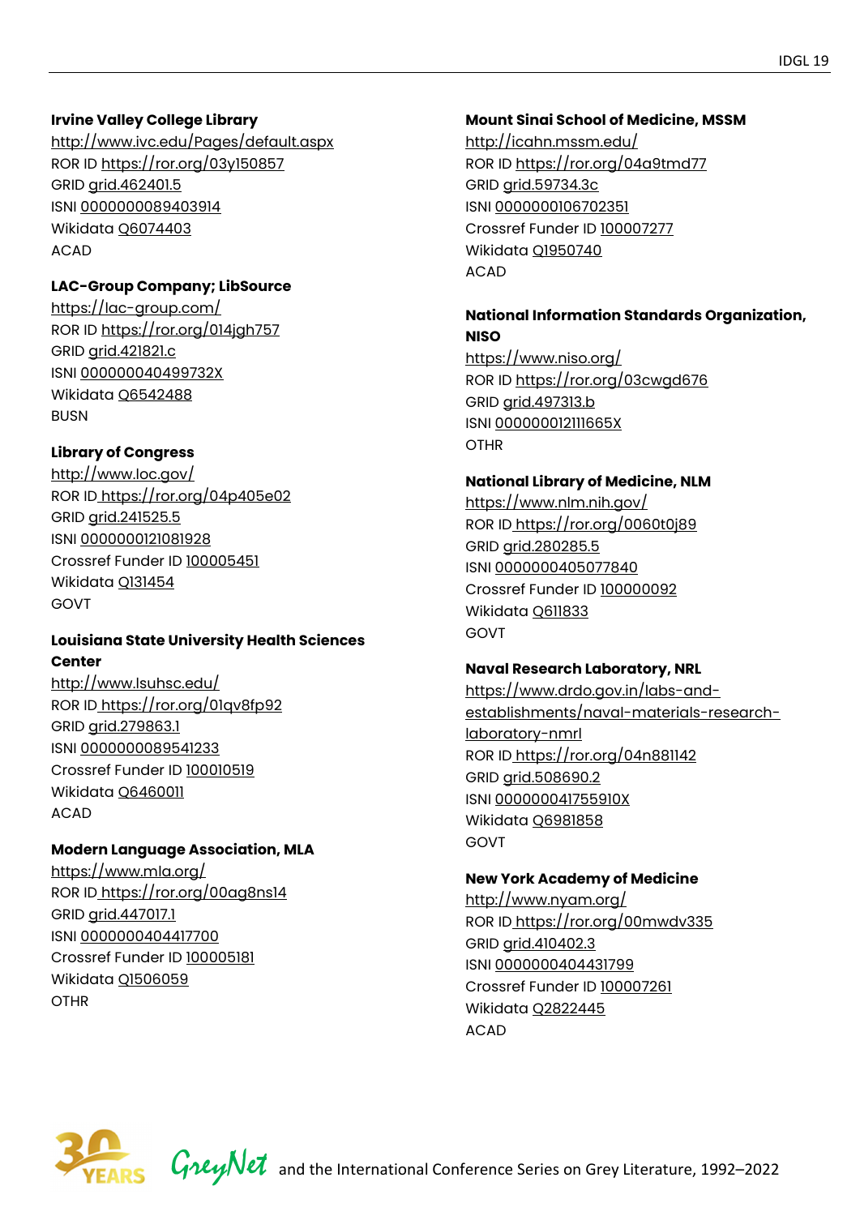**Irvine Valley College Library**
http://www.ivc.edu/Pages/default.aspx
ROR ID https://ror.org/03y150857
GRID grid.462401.5
ISNI 0000000089403914
Wikidata Q6074403
ACAD

**LAC-Group Company; LibSource**
https://lac-group.com/
ROR ID https://ror.org/014jgh757
GRID grid.421821.c
ISNI 000000040499732X
Wikidata Q6542488
BUSN

**Library of Congress**
http://www.loc.gov/
ROR ID https://ror.org/04p405e02
GRID grid.241525.5
ISNI 0000000121081928
Crossref Funder ID 100005451
Wikidata Q131454
GOVT

**Louisiana State University Health Sciences Center**
http://www.lsuhsc.edu/
ROR ID https://ror.org/01qv8fp92
GRID grid.279863.1
ISNI 0000000089541233
Crossref Funder ID 100010519
Wikidata Q6460011
ACAD

**Modern Language Association, MLA**
https://www.mla.org/
ROR ID https://ror.org/00ag8ns14
GRID grid.447017.1
ISNI 0000000404417700
Crossref Funder ID 100005181
Wikidata Q1506059
OTHR

**Mount Sinai School of Medicine, MSSM**
http://icahn.mssm.edu/
ROR ID https://ror.org/04a9tmd77
GRID grid.59734.3c
ISNI 0000000106702351
Crossref Funder ID 100007277
Wikidata Q1950740
ACAD

**National Information Standards Organization, NISO**
https://www.niso.org/
ROR ID https://ror.org/03cwgd676
GRID grid.497313.b
ISNI 000000012111665X
OTHR

**National Library of Medicine, NLM**
https://www.nlm.nih.gov/
ROR ID https://ror.org/0060t0j89
GRID grid.280285.5
ISNI 0000000405077840
Crossref Funder ID 100000092
Wikidata Q611833
GOVT

**Naval Research Laboratory, NRL**
https://www.drdo.gov.in/labs-and-establishments/naval-materials-research-laboratory-nmrl
ROR ID https://ror.org/04n881142
GRID grid.508690.2
ISNI 000000041755910X
Wikidata Q6981858
GOVT

**New York Academy of Medicine**
http://www.nyam.org/
ROR ID https://ror.org/00mwdv335
GRID grid.410402.3
ISNI 0000000404431799
Crossref Funder ID 100007261
Wikidata Q2822445
ACAD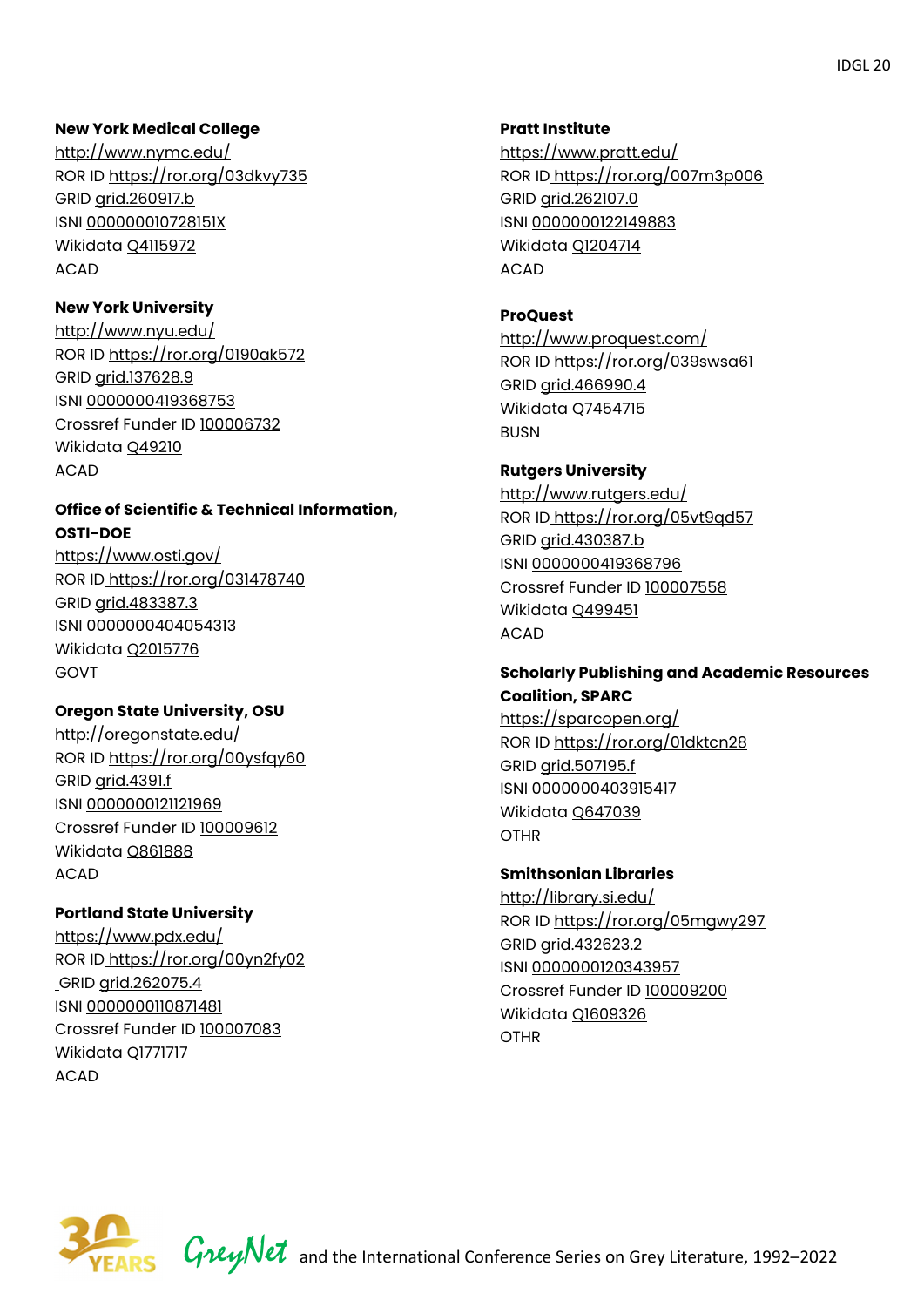**New York Medical College**
http://www.nymc.edu/
ROR ID https://ror.org/03dkvy735
GRID grid.260917.b
ISNI 000000010728151X
Wikidata Q4115972
ACAD

**New York University**
http://www.nyu.edu/
ROR ID https://ror.org/0190ak572
GRID grid.137628.9
ISNI 0000000419368753
Crossref Funder ID 100006732
Wikidata Q49210
ACAD

**Office of Scientific & Technical Information, OSTI-DOE**
https://www.osti.gov/
ROR ID https://ror.org/031478740
GRID grid.483387.3
ISNI 0000000404054313
Wikidata Q2015776
GOVT

**Oregon State University, OSU**
http://oregonstate.edu/
ROR ID https://ror.org/00ysfqy60
GRID grid.4391.f
ISNI 0000000121121969
Crossref Funder ID 100009612
Wikidata Q861888
ACAD

**Portland State University**
https://www.pdx.edu/
ROR ID https://ror.org/00yn2fy02
GRID grid.262075.4
ISNI 0000000110871481
Crossref Funder ID 100007083
Wikidata Q1771717
ACAD

**Pratt Institute**
https://www.pratt.edu/
ROR ID https://ror.org/007m3p006
GRID grid.262107.0
ISNI 0000000122149883
Wikidata Q1204714
ACAD

**ProQuest**
http://www.proquest.com/
ROR ID https://ror.org/039swsa61
GRID grid.466990.4
Wikidata Q7454715
BUSN

**Rutgers University**
http://www.rutgers.edu/
ROR ID https://ror.org/05vt9qd57
GRID grid.430387.b
ISNI 0000000419368796
Crossref Funder ID 100007558
Wikidata Q499451
ACAD

**Scholarly Publishing and Academic Resources Coalition, SPARC**
https://sparcopen.org/
ROR ID https://ror.org/01dktcn28
GRID grid.507195.f
ISNI 0000000403915417
Wikidata Q647039
OTHR

**Smithsonian Libraries**
http://library.si.edu/
ROR ID https://ror.org/05mgwy297
GRID grid.432623.2
ISNI 0000000120343957
Crossref Funder ID 100009200
Wikidata Q1609326
OTHR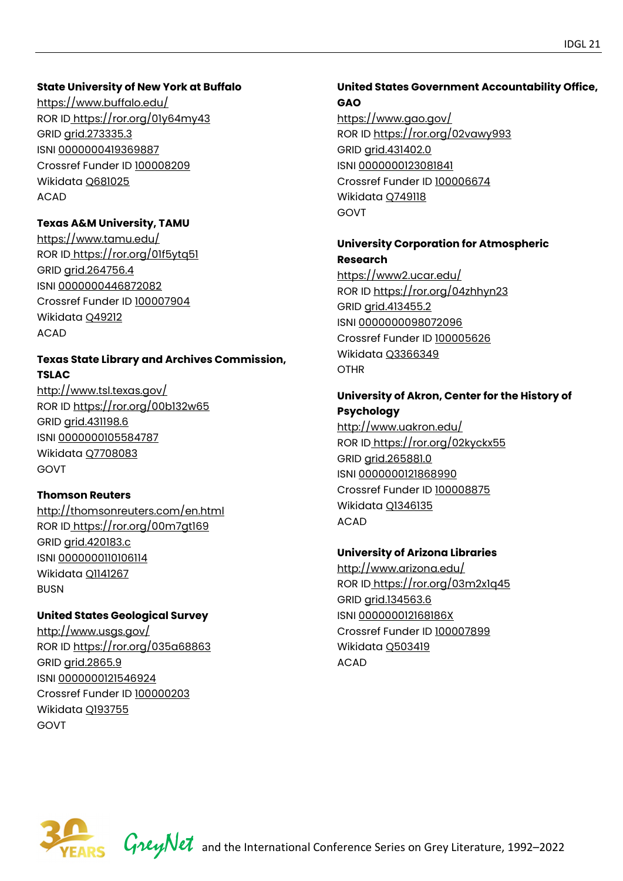**State University of New York at Buffalo**
https://www.buffalo.edu/
ROR ID https://ror.org/01y64my43
GRID grid.273335.3
ISNI 0000000419369887
Crossref Funder ID 100008209
Wikidata Q681025
ACAD

**Texas A&M University, TAMU**
https://www.tamu.edu/
ROR ID https://ror.org/01f5ytq51
GRID grid.264756.4
ISNI 0000000446872082
Crossref Funder ID 100007904
Wikidata Q49212
ACAD

**Texas State Library and Archives Commission, TSLAC**
http://www.tsl.texas.gov/
ROR ID https://ror.org/00b132w65
GRID grid.431198.6
ISNI 0000000105584787
Wikidata Q7708083
GOVT

**Thomson Reuters**
http://thomsonreuters.com/en.html
ROR ID https://ror.org/00m7gt169
GRID grid.420183.c
ISNI 0000000110106114
Wikidata Q1141267
BUSN

**United States Geological Survey**
http://www.usgs.gov/
ROR ID https://ror.org/035a68863
GRID grid.2865.9
ISNI 0000000121546924
Crossref Funder ID 100000203
Wikidata Q193755
GOVT

**United States Government Accountability Office, GAO**
https://www.gao.gov/
ROR ID https://ror.org/02vawy993
GRID grid.431402.0
ISNI 0000000123081841
Crossref Funder ID 100006674
Wikidata Q749118
GOVT

**University Corporation for Atmospheric Research**
https://www2.ucar.edu/
ROR ID https://ror.org/04zhhyn23
GRID grid.413455.2
ISNI 0000000098072096
Crossref Funder ID 100005626
Wikidata Q3366349
OTHR

**University of Akron, Center for the History of Psychology**
http://www.uakron.edu/
ROR ID https://ror.org/02kyckx55
GRID grid.265881.0
ISNI 0000000121868990
Crossref Funder ID 100008875
Wikidata Q1346135
ACAD

**University of Arizona Libraries**
http://www.arizona.edu/
ROR ID https://ror.org/03m2x1q45
GRID grid.134563.6
ISNI 000000012168186X
Crossref Funder ID 100007899
Wikidata Q503419
ACAD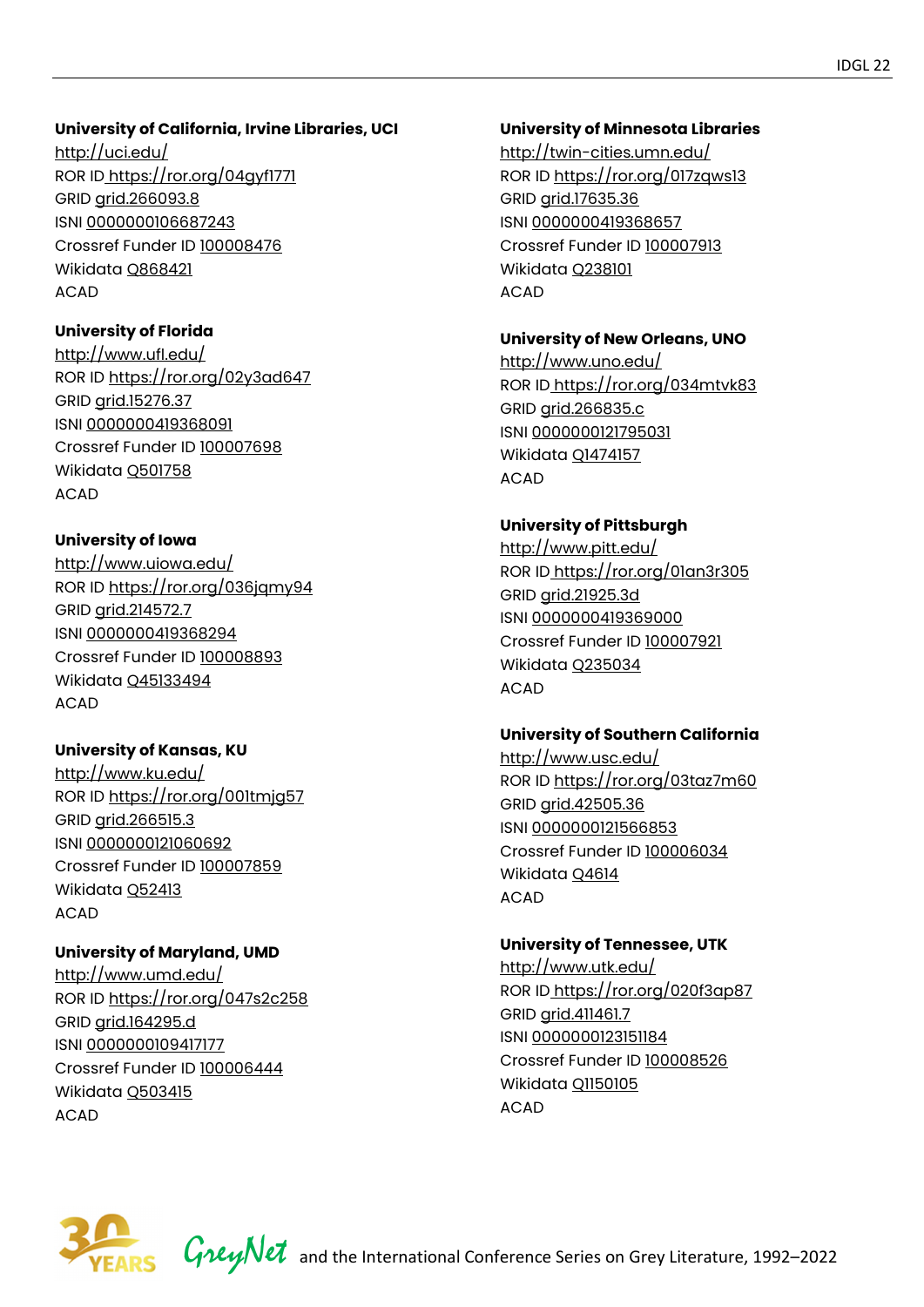**University of California, Irvine Libraries, UCI**
http://uci.edu/
ROR ID https://ror.org/04gyf1771
GRID grid.266093.8
ISNI 0000000106687243
Crossref Funder ID 100008476
Wikidata Q868421
ACAD

**University of Florida**
http://www.ufl.edu/
ROR ID https://ror.org/02y3ad647
GRID grid.15276.37
ISNI 0000000419368091
Crossref Funder ID 100007698
Wikidata Q501758
ACAD

**University of Iowa**
http://www.uiowa.edu/
ROR ID https://ror.org/036jqmy94
GRID grid.214572.7
ISNI 0000000419368294
Crossref Funder ID 100008893
Wikidata Q45133494
ACAD

**University of Kansas, KU**
http://www.ku.edu/
ROR ID https://ror.org/001tmjg57
GRID grid.266515.3
ISNI 0000000121060692
Crossref Funder ID 100007859
Wikidata Q52413
ACAD

**University of Maryland, UMD**
http://www.umd.edu/
ROR ID https://ror.org/047s2c258
GRID grid.164295.d
ISNI 0000000109417177
Crossref Funder ID 100006444
Wikidata Q503415
ACAD

**University of Minnesota Libraries**
http://twin-cities.umn.edu/
ROR ID https://ror.org/017zqws13
GRID grid.17635.36
ISNI 0000000419368657
Crossref Funder ID 100007913
Wikidata Q238101
ACAD

**University of New Orleans, UNO**
http://www.uno.edu/
ROR ID https://ror.org/034mtvk83
GRID grid.266835.c
ISNI 0000000121795031
Wikidata Q1474157
ACAD

**University of Pittsburgh**
http://www.pitt.edu/
ROR ID https://ror.org/01an3r305
GRID grid.21925.3d
ISNI 0000000419369000
Crossref Funder ID 100007921
Wikidata Q235034
ACAD

**University of Southern California**
http://www.usc.edu/
ROR ID https://ror.org/03taz7m60
GRID grid.42505.36
ISNI 0000000121566853
Crossref Funder ID 100006034
Wikidata Q4614
ACAD

**University of Tennessee, UTK**
http://www.utk.edu/
ROR ID https://ror.org/020f3ap87
GRID grid.411461.7
ISNI 0000000123151184
Crossref Funder ID 100008526
Wikidata Q1150105
ACAD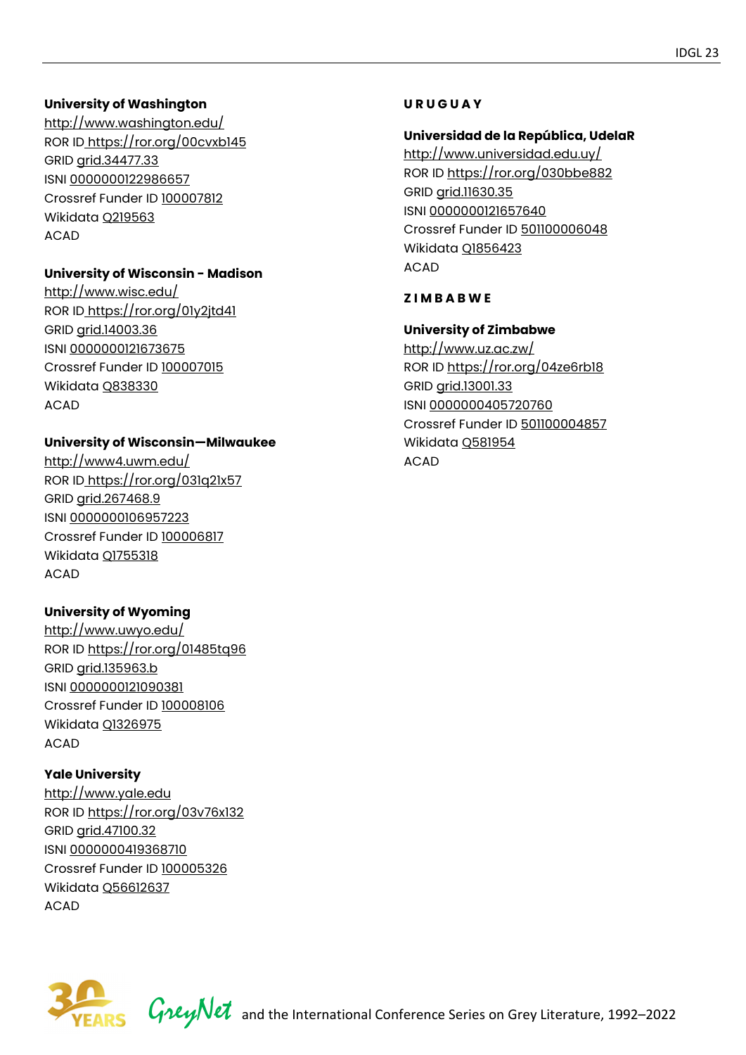**University of Washington**
http://www.washington.edu/
ROR ID https://ror.org/00cvxb145
GRID grid.34477.33
ISNI 0000000122986657
Crossref Funder ID 100007812
Wikidata Q219563
ACAD

**University of Wisconsin - Madison**
http://www.wisc.edu/
ROR ID https://ror.org/01y2jtd41
GRID grid.14003.36
ISNI 0000000121673675
Crossref Funder ID 100007015
Wikidata Q838330
ACAD

**University of Wisconsin—Milwaukee**
http://www4.uwm.edu/
ROR ID https://ror.org/031q21x57
GRID grid.267468.9
ISNI 0000000106957223
Crossref Funder ID 100006817
Wikidata Q1755318
ACAD

**University of Wyoming**
http://www.uwyo.edu/
ROR ID https://ror.org/01485tq96
GRID grid.135963.b
ISNI 0000000121090381
Crossref Funder ID 100008106
Wikidata Q1326975
ACAD

**Yale University**
http://www.yale.edu
ROR ID https://ror.org/03v76x132
GRID grid.47100.32
ISNI 0000000419368710
Crossref Funder ID 100005326
Wikidata Q56612637
ACAD

## URUGUAY

**Universidad de la República, UdelaR**
http://www.universidad.edu.uy/
ROR ID https://ror.org/030bbe882
GRID grid.11630.35
ISNI 0000000121657640
Crossref Funder ID 501100006048
Wikidata Q1856423
ACAD

## ZIMBABWE

**University of Zimbabwe**
http://www.uz.ac.zw/
ROR ID https://ror.org/04ze6rb18
GRID grid.13001.33
ISNI 0000000405720760
Crossref Funder ID 501100004857
Wikidata Q581954
ACAD